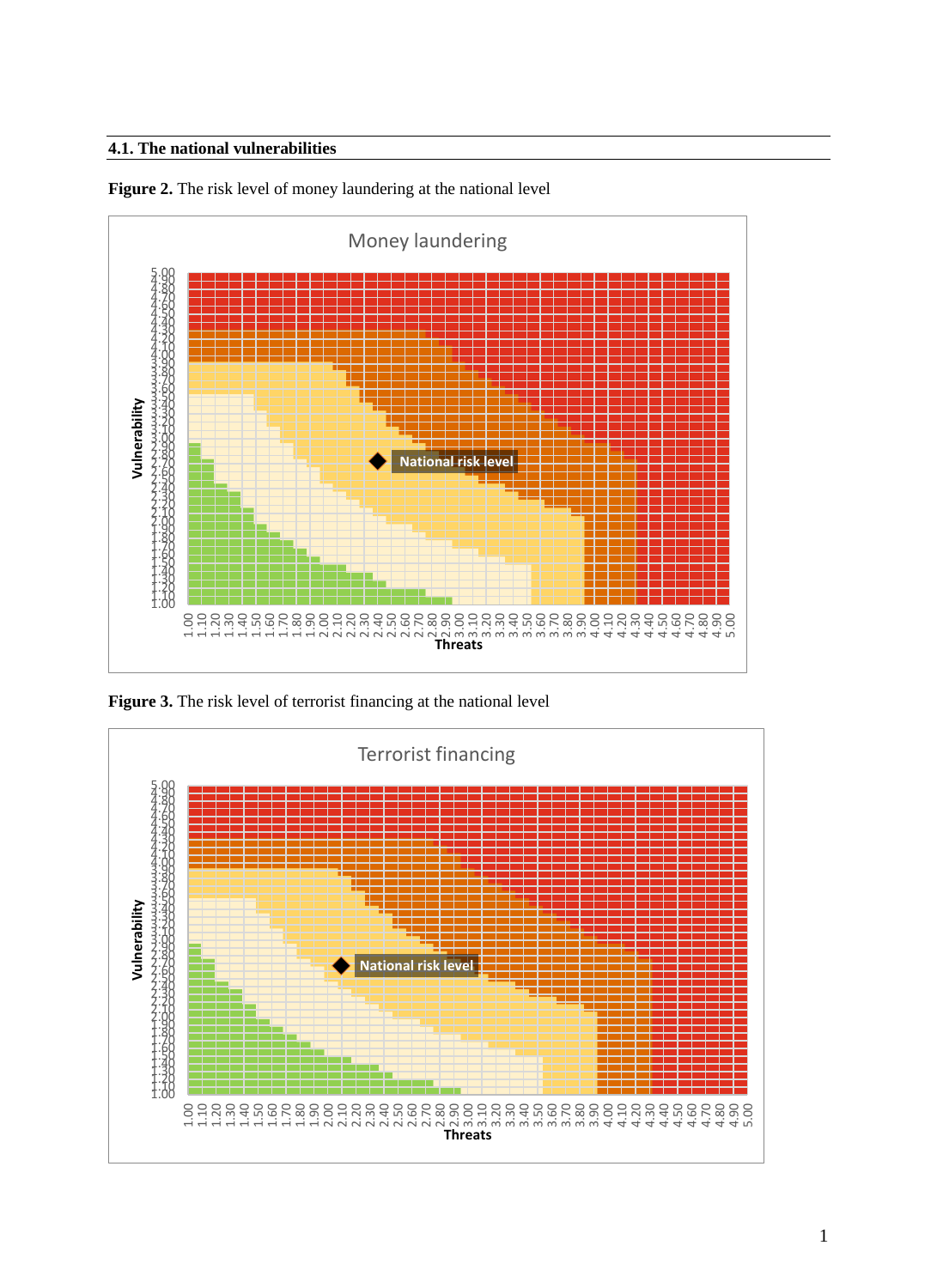## 4.1. The national vulnerabilities

**Figure 2.** The risk level of money laundering at the national level

**Figure 3.** The risk level of terrorist financing at the national level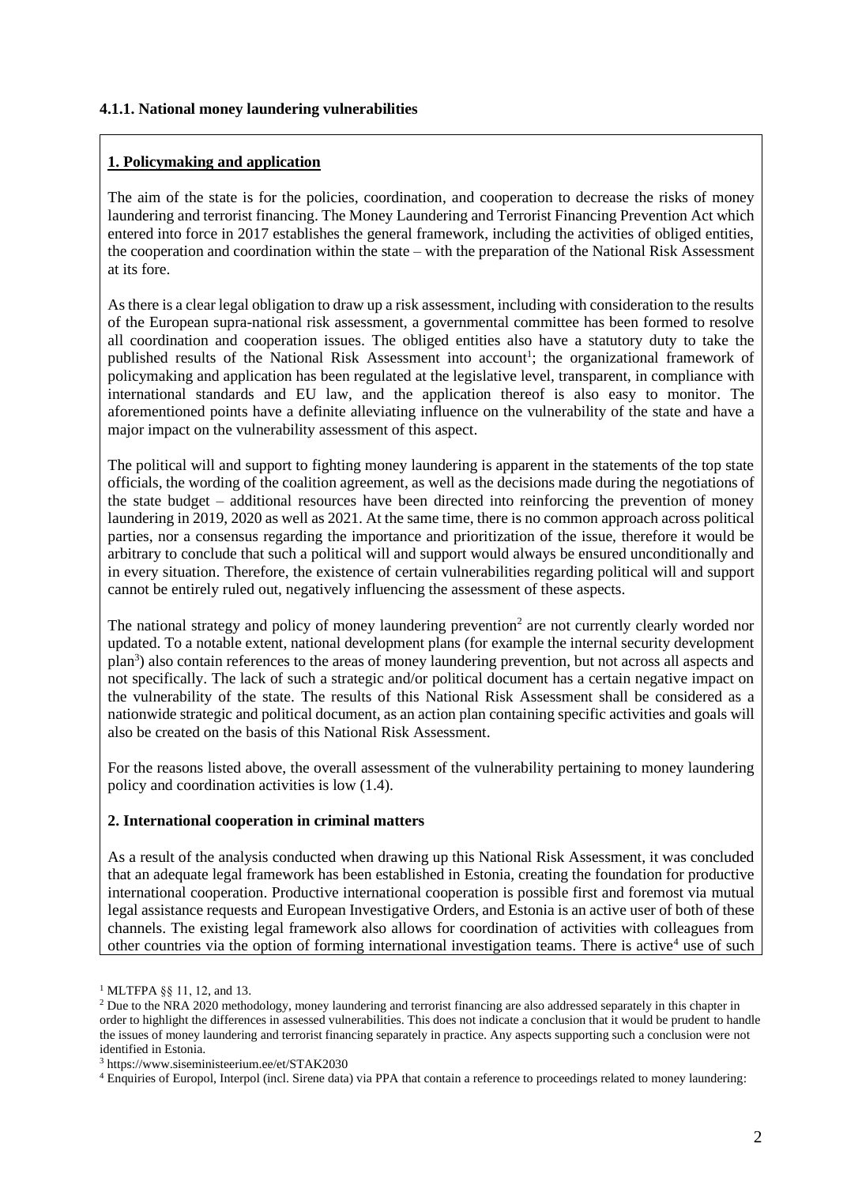### 4.1.1. National money laundering vulnerabilities

**1. Policymaking and application**

The aim of the state is for the policies, coordination, and cooperation to decrease the risks of money laundering and terrorist financing. The Money Laundering and Terrorist Financing Prevention Act which entered into force in 2017 establishes the general framework, including the activities of obliged entities, the cooperation and coordination within the state – with the preparation of the National Risk Assessment at its fore.

As there is a clear legal obligation to draw up a risk assessment, including with consideration to the results of the European supra-national risk assessment, a governmental committee has been formed to resolve all coordination and cooperation issues. The obliged entities also have a statutory duty to take the published results of the National Risk Assessment into account[1]; the organizational framework of policymaking and application has been regulated at the legislative level, transparent, in compliance with international standards and EU law, and the application thereof is also easy to monitor. The aforementioned points have a definite alleviating influence on the vulnerability of the state and have a major impact on the vulnerability assessment of this aspect.

The political will and support to fighting money laundering is apparent in the statements of the top state officials, the wording of the coalition agreement, as well as the decisions made during the negotiations of the state budget – additional resources have been directed into reinforcing the prevention of money laundering in 2019, 2020 as well as 2021. At the same time, there is no common approach across political parties, nor a consensus regarding the importance and prioritization of the issue, therefore it would be arbitrary to conclude that such a political will and support would always be ensured unconditionally and in every situation. Therefore, the existence of certain vulnerabilities regarding political will and support cannot be entirely ruled out, negatively influencing the assessment of these aspects.

The national strategy and policy of money laundering prevention[2] are not currently clearly worded nor updated. To a notable extent, national development plans (for example the internal security development plan[3]) also contain references to the areas of money laundering prevention, but not across all aspects and not specifically. The lack of such a strategic and/or political document has a certain negative impact on the vulnerability of the state. The results of this National Risk Assessment shall be considered as a nationwide strategic and political document, as an action plan containing specific activities and goals will also be created on the basis of this National Risk Assessment.

For the reasons listed above, the overall assessment of the vulnerability pertaining to money laundering policy and coordination activities is low (1.4).

**2. International cooperation in criminal matters**

As a result of the analysis conducted when drawing up this National Risk Assessment, it was concluded that an adequate legal framework has been established in Estonia, creating the foundation for productive international cooperation. Productive international cooperation is possible first and foremost via mutual legal assistance requests and European Investigative Orders, and Estonia is an active user of both of these channels. The existing legal framework also allows for coordination of activities with colleagues from other countries via the option of forming international investigation teams. There is active[4] use of such

[1] MLTFPA §§ 11, 12, and 13.

[2] Due to the NRA 2020 methodology, money laundering and terrorist financing are also addressed separately in this chapter in order to highlight the differences in assessed vulnerabilities. This does not indicate a conclusion that it would be prudent to handle the issues of money laundering and terrorist financing separately in practice. Any aspects supporting such a conclusion were not identified in Estonia.

[3] https://www.siseministeerium.ee/et/STAK2030

[4] Enquiries of Europol, Interpol (incl. Sirene data) via PPA that contain a reference to proceedings related to money laundering: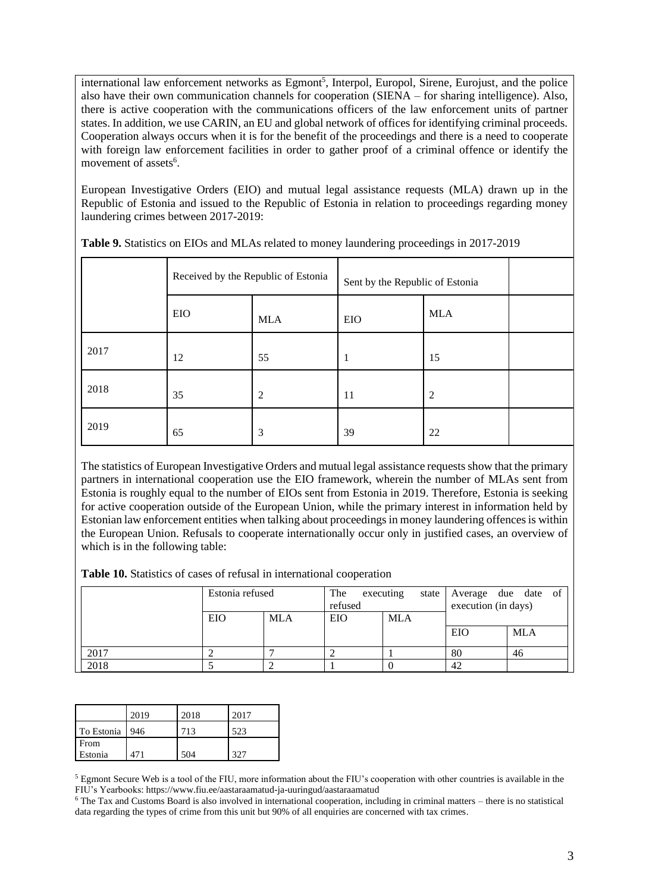international law enforcement networks as Egmont[5], Interpol, Europol, Sirene, Eurojust, and the police also have their own communication channels for cooperation (SIENA – for sharing intelligence). Also, there is active cooperation with the communications officers of the law enforcement units of partner states. In addition, we use CARIN, an EU and global network of offices for identifying criminal proceeds. Cooperation always occurs when it is for the benefit of the proceedings and there is a need to cooperate with foreign law enforcement facilities in order to gather proof of a criminal offence or identify the movement of assets[6].

European Investigative Orders (EIO) and mutual legal assistance requests (MLA) drawn up in the Republic of Estonia and issued to the Republic of Estonia in relation to proceedings regarding money laundering crimes between 2017-2019:

**Table 9.** Statistics on EIOs and MLAs related to money laundering proceedings in 2017-2019

| | Received by the Republic of Estonia | | Sent by the Republic of Estonia | | |
|---|---|---|---|---|---|
| | EIO | MLA | EIO | MLA | |
| 2017 | 12 | 55 | 1 | 15 | |
| 2018 | 35 | 2 | 11 | 2 | |
| 2019 | 65 | 3 | 39 | 22 | |

The statistics of European Investigative Orders and mutual legal assistance requests show that the primary partners in international cooperation use the EIO framework, wherein the number of MLAs sent from Estonia is roughly equal to the number of EIOs sent from Estonia in 2019. Therefore, Estonia is seeking for active cooperation outside of the European Union, while the primary interest in information held by Estonian law enforcement entities when talking about proceedings in money laundering offences is within the European Union. Refusals to cooperate internationally occur only in justified cases, an overview of which is in the following table:

**Table 10.** Statistics of cases of refusal in international cooperation

| | Estonia refused | | The executing state refused | | Average due date of execution (in days) | |
|---|---|---|---|---|---|---|
| | EIO | MLA | EIO | MLA | EIO | MLA |
| 2017 | 2 | 7 | 2 | 1 | 80 | 46 |
| 2018 | 5 | 2 | 1 | 0 | 42 | |

| | 2019 | 2018 | 2017 |
|---|---|---|---|
| To Estonia | 946 | 713 | 523 |
| From Estonia | 471 | 504 | 327 |

[5] Egmont Secure Web is a tool of the FIU, more information about the FIU's cooperation with other countries is available in the FIU's Yearbooks: https://www.fiu.ee/aastaraamatud-ja-uuringud/aastaraamatud

[6] The Tax and Customs Board is also involved in international cooperation, including in criminal matters – there is no statistical data regarding the types of crime from this unit but 90% of all enquiries are concerned with tax crimes.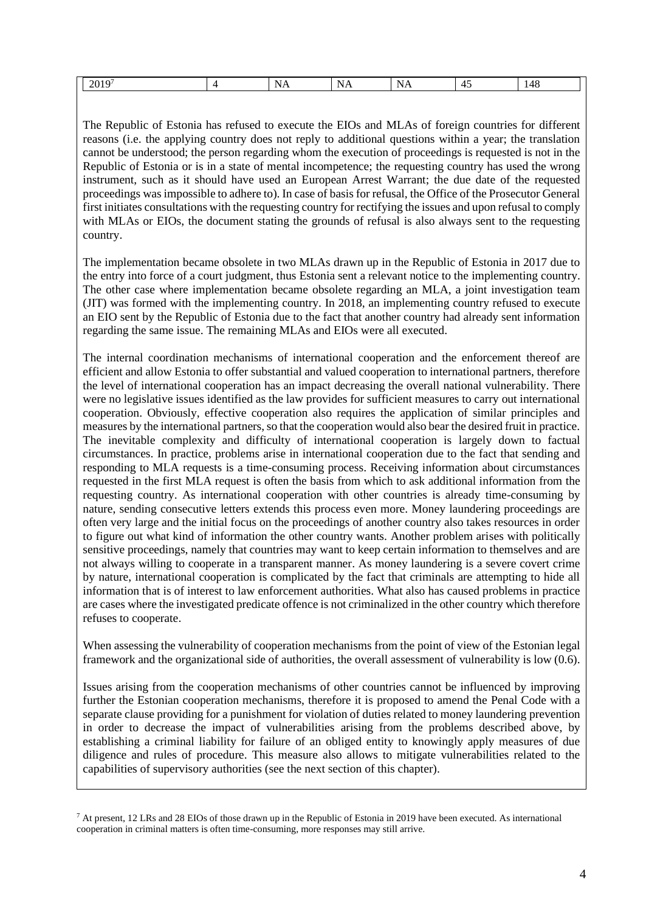| 2019[7] | 4 | NA | NA | NA | 45 | 148 |
|---|---|---|---|---|---|---|

The Republic of Estonia has refused to execute the EIOs and MLAs of foreign countries for different reasons (i.e. the applying country does not reply to additional questions within a year; the translation cannot be understood; the person regarding whom the execution of proceedings is requested is not in the Republic of Estonia or is in a state of mental incompetence; the requesting country has used the wrong instrument, such as it should have used an European Arrest Warrant; the due date of the requested proceedings was impossible to adhere to). In case of basis for refusal, the Office of the Prosecutor General first initiates consultations with the requesting country for rectifying the issues and upon refusal to comply with MLAs or EIOs, the document stating the grounds of refusal is also always sent to the requesting country.

The implementation became obsolete in two MLAs drawn up in the Republic of Estonia in 2017 due to the entry into force of a court judgment, thus Estonia sent a relevant notice to the implementing country. The other case where implementation became obsolete regarding an MLA, a joint investigation team (JIT) was formed with the implementing country. In 2018, an implementing country refused to execute an EIO sent by the Republic of Estonia due to the fact that another country had already sent information regarding the same issue. The remaining MLAs and EIOs were all executed.

The internal coordination mechanisms of international cooperation and the enforcement thereof are efficient and allow Estonia to offer substantial and valued cooperation to international partners, therefore the level of international cooperation has an impact decreasing the overall national vulnerability. There were no legislative issues identified as the law provides for sufficient measures to carry out international cooperation. Obviously, effective cooperation also requires the application of similar principles and measures by the international partners, so that the cooperation would also bear the desired fruit in practice. The inevitable complexity and difficulty of international cooperation is largely down to factual circumstances. In practice, problems arise in international cooperation due to the fact that sending and responding to MLA requests is a time-consuming process. Receiving information about circumstances requested in the first MLA request is often the basis from which to ask additional information from the requesting country. As international cooperation with other countries is already time-consuming by nature, sending consecutive letters extends this process even more. Money laundering proceedings are often very large and the initial focus on the proceedings of another country also takes resources in order to figure out what kind of information the other country wants. Another problem arises with politically sensitive proceedings, namely that countries may want to keep certain information to themselves and are not always willing to cooperate in a transparent manner. As money laundering is a severe covert crime by nature, international cooperation is complicated by the fact that criminals are attempting to hide all information that is of interest to law enforcement authorities. What also has caused problems in practice are cases where the investigated predicate offence is not criminalized in the other country which therefore refuses to cooperate.

When assessing the vulnerability of cooperation mechanisms from the point of view of the Estonian legal framework and the organizational side of authorities, the overall assessment of vulnerability is low (0.6).

Issues arising from the cooperation mechanisms of other countries cannot be influenced by improving further the Estonian cooperation mechanisms, therefore it is proposed to amend the Penal Code with a separate clause providing for a punishment for violation of duties related to money laundering prevention in order to decrease the impact of vulnerabilities arising from the problems described above, by establishing a criminal liability for failure of an obliged entity to knowingly apply measures of due diligence and rules of procedure. This measure also allows to mitigate vulnerabilities related to the capabilities of supervisory authorities (see the next section of this chapter).

[7] At present, 12 LRs and 28 EIOs of those drawn up in the Republic of Estonia in 2019 have been executed. As international cooperation in criminal matters is often time-consuming, more responses may still arrive.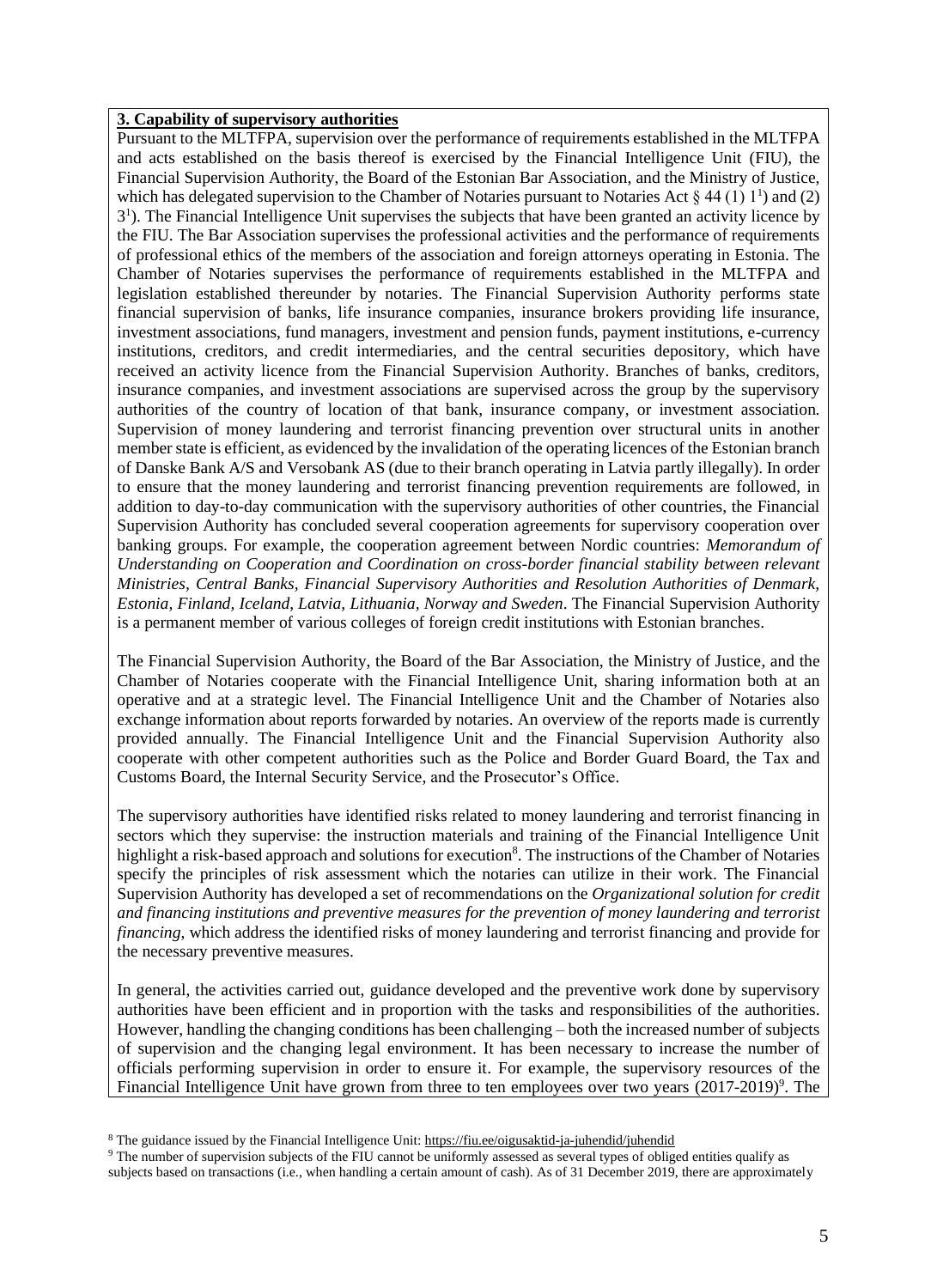**3. Capability of supervisory authorities**

Pursuant to the MLTFPA, supervision over the performance of requirements established in the MLTFPA and acts established on the basis thereof is exercised by the Financial Intelligence Unit (FIU), the Financial Supervision Authority, the Board of the Estonian Bar Association, and the Ministry of Justice, which has delegated supervision to the Chamber of Notaries pursuant to Notaries Act § 44 (1) $1^1$) and (2) $3^1$). The Financial Intelligence Unit supervises the subjects that have been granted an activity licence by the FIU. The Bar Association supervises the professional activities and the performance of requirements of professional ethics of the members of the association and foreign attorneys operating in Estonia. The Chamber of Notaries supervises the performance of requirements established in the MLTFPA and legislation established thereunder by notaries. The Financial Supervision Authority performs state financial supervision of banks, life insurance companies, insurance brokers providing life insurance, investment associations, fund managers, investment and pension funds, payment institutions, e-currency institutions, creditors, and credit intermediaries, and the central securities depository, which have received an activity licence from the Financial Supervision Authority. Branches of banks, creditors, insurance companies, and investment associations are supervised across the group by the supervisory authorities of the country of location of that bank, insurance company, or investment association. Supervision of money laundering and terrorist financing prevention over structural units in another member state is efficient, as evidenced by the invalidation of the operating licences of the Estonian branch of Danske Bank A/S and Versobank AS (due to their branch operating in Latvia partly illegally). In order to ensure that the money laundering and terrorist financing prevention requirements are followed, in addition to day-to-day communication with the supervisory authorities of other countries, the Financial Supervision Authority has concluded several cooperation agreements for supervisory cooperation over banking groups. For example, the cooperation agreement between Nordic countries: *Memorandum of Understanding on Cooperation and Coordination on cross-border financial stability between relevant Ministries, Central Banks, Financial Supervisory Authorities and Resolution Authorities of Denmark, Estonia, Finland, Iceland, Latvia, Lithuania, Norway and Sweden*. The Financial Supervision Authority is a permanent member of various colleges of foreign credit institutions with Estonian branches.

The Financial Supervision Authority, the Board of the Bar Association, the Ministry of Justice, and the Chamber of Notaries cooperate with the Financial Intelligence Unit, sharing information both at an operative and at a strategic level. The Financial Intelligence Unit and the Chamber of Notaries also exchange information about reports forwarded by notaries. An overview of the reports made is currently provided annually. The Financial Intelligence Unit and the Financial Supervision Authority also cooperate with other competent authorities such as the Police and Border Guard Board, the Tax and Customs Board, the Internal Security Service, and the Prosecutor's Office.

The supervisory authorities have identified risks related to money laundering and terrorist financing in sectors which they supervise: the instruction materials and training of the Financial Intelligence Unit highlight a risk-based approach and solutions for execution[8]. The instructions of the Chamber of Notaries specify the principles of risk assessment which the notaries can utilize in their work. The Financial Supervision Authority has developed a set of recommendations on the *Organizational solution for credit and financing institutions and preventive measures for the prevention of money laundering and terrorist financing*, which address the identified risks of money laundering and terrorist financing and provide for the necessary preventive measures.

In general, the activities carried out, guidance developed and the preventive work done by supervisory authorities have been efficient and in proportion with the tasks and responsibilities of the authorities. However, handling the changing conditions has been challenging – both the increased number of subjects of supervision and the changing legal environment. It has been necessary to increase the number of officials performing supervision in order to ensure it. For example, the supervisory resources of the Financial Intelligence Unit have grown from three to ten employees over two years (2017-2019)[9]. The

[8] The guidance issued by the Financial Intelligence Unit: https://fiu.ee/oigusaktid-ja-juhendid/juhendid

[9] The number of supervision subjects of the FIU cannot be uniformly assessed as several types of obliged entities qualify as subjects based on transactions (i.e., when handling a certain amount of cash). As of 31 December 2019, there are approximately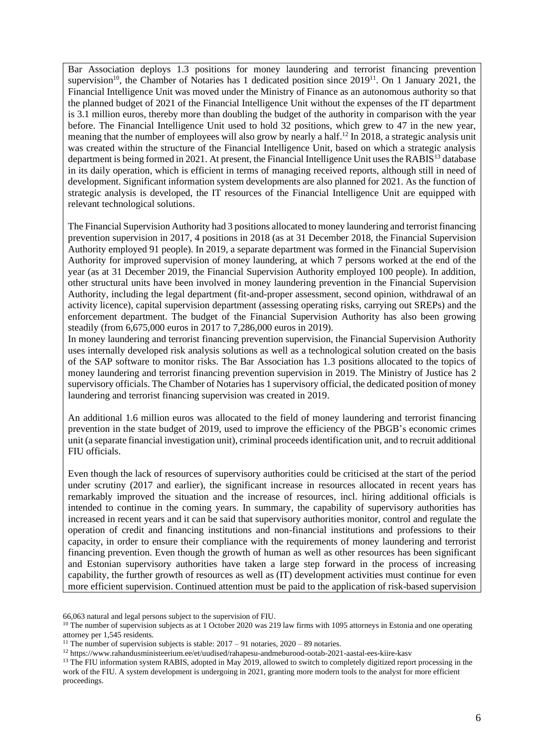Bar Association deploys 1.3 positions for money laundering and terrorist financing prevention supervision[10], the Chamber of Notaries has 1 dedicated position since 2019[11]. On 1 January 2021, the Financial Intelligence Unit was moved under the Ministry of Finance as an autonomous authority so that the planned budget of 2021 of the Financial Intelligence Unit without the expenses of the IT department is 3.1 million euros, thereby more than doubling the budget of the authority in comparison with the year before. The Financial Intelligence Unit used to hold 32 positions, which grew to 47 in the new year, meaning that the number of employees will also grow by nearly a half.[12] In 2018, a strategic analysis unit was created within the structure of the Financial Intelligence Unit, based on which a strategic analysis department is being formed in 2021. At present, the Financial Intelligence Unit uses the RABIS[13] database in its daily operation, which is efficient in terms of managing received reports, although still in need of development. Significant information system developments are also planned for 2021. As the function of strategic analysis is developed, the IT resources of the Financial Intelligence Unit are equipped with relevant technological solutions.

The Financial Supervision Authority had 3 positions allocated to money laundering and terrorist financing prevention supervision in 2017, 4 positions in 2018 (as at 31 December 2018, the Financial Supervision Authority employed 91 people). In 2019, a separate department was formed in the Financial Supervision Authority for improved supervision of money laundering, at which 7 persons worked at the end of the year (as at 31 December 2019, the Financial Supervision Authority employed 100 people). In addition, other structural units have been involved in money laundering prevention in the Financial Supervision Authority, including the legal department (fit-and-proper assessment, second opinion, withdrawal of an activity licence), capital supervision department (assessing operating risks, carrying out SREPs) and the enforcement department. The budget of the Financial Supervision Authority has also been growing steadily (from 6,675,000 euros in 2017 to 7,286,000 euros in 2019).

In money laundering and terrorist financing prevention supervision, the Financial Supervision Authority uses internally developed risk analysis solutions as well as a technological solution created on the basis of the SAP software to monitor risks. The Bar Association has 1.3 positions allocated to the topics of money laundering and terrorist financing prevention supervision in 2019. The Ministry of Justice has 2 supervisory officials. The Chamber of Notaries has 1 supervisory official, the dedicated position of money laundering and terrorist financing supervision was created in 2019.

An additional 1.6 million euros was allocated to the field of money laundering and terrorist financing prevention in the state budget of 2019, used to improve the efficiency of the PBGB's economic crimes unit (a separate financial investigation unit), criminal proceeds identification unit, and to recruit additional FIU officials.

Even though the lack of resources of supervisory authorities could be criticised at the start of the period under scrutiny (2017 and earlier), the significant increase in resources allocated in recent years has remarkably improved the situation and the increase of resources, incl. hiring additional officials is intended to continue in the coming years. In summary, the capability of supervisory authorities has increased in recent years and it can be said that supervisory authorities monitor, control and regulate the operation of credit and financing institutions and non-financial institutions and professions to their capacity, in order to ensure their compliance with the requirements of money laundering and terrorist financing prevention. Even though the growth of human as well as other resources has been significant and Estonian supervisory authorities have taken a large step forward in the process of increasing capability, the further growth of resources as well as (IT) development activities must continue for even more efficient supervision. Continued attention must be paid to the application of risk-based supervision

---

66,063 natural and legal persons subject to the supervision of FIU.

[10] The number of supervision subjects as at 1 October 2020 was 219 law firms with 1095 attorneys in Estonia and one operating attorney per 1,545 residents.

[11] The number of supervision subjects is stable: 2017 – 91 notaries, 2020 – 89 notaries.

[12] https://www.rahandusministeerium.ee/et/uudised/rahapesu-andmeburood-ootab-2021-aastal-ees-kiire-kasv

[13] The FIU information system RABIS, adopted in May 2019, allowed to switch to completely digitized report processing in the work of the FIU. A system development is undergoing in 2021, granting more modern tools to the analyst for more efficient proceedings.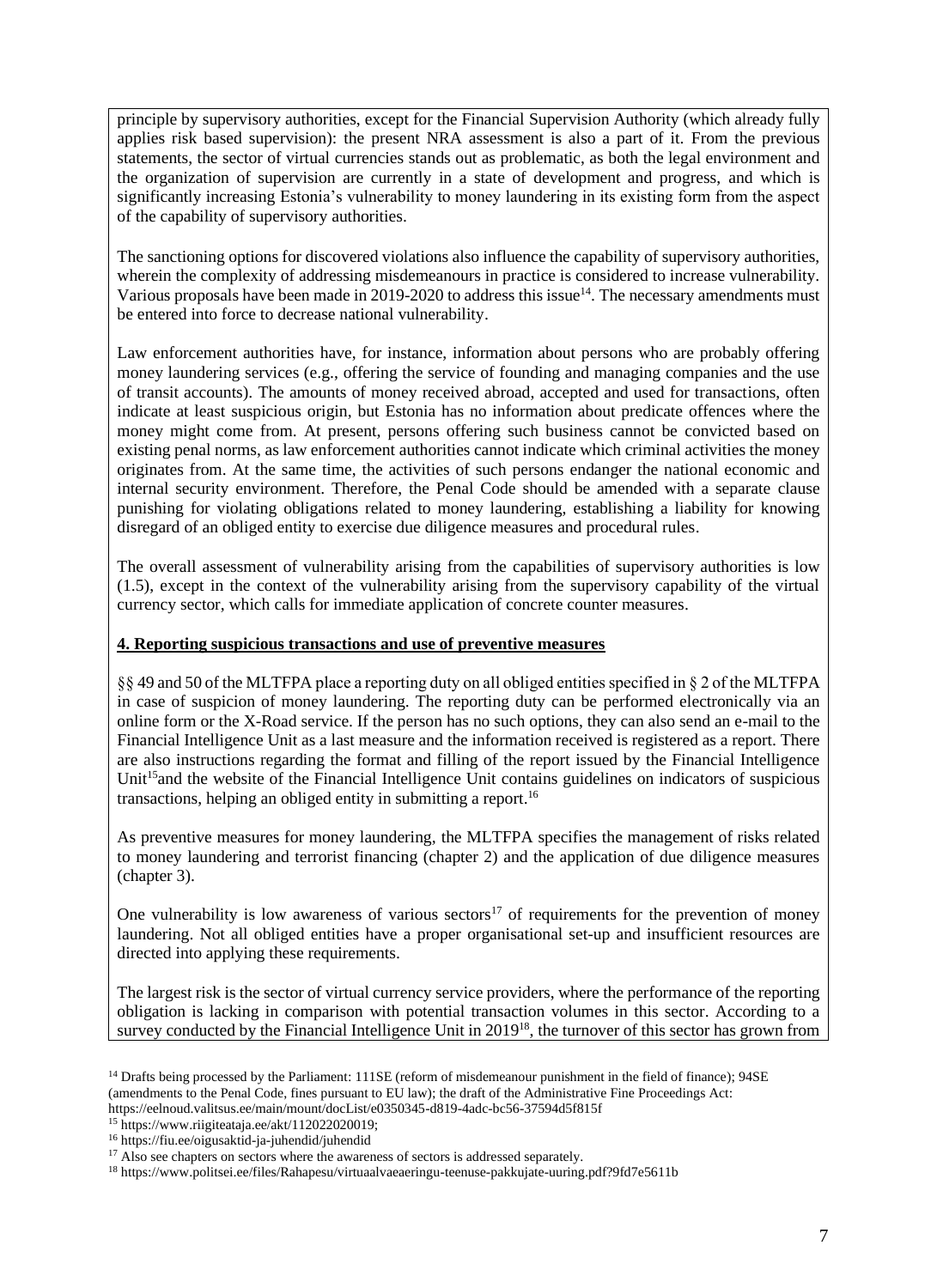principle by supervisory authorities, except for the Financial Supervision Authority (which already fully applies risk based supervision): the present NRA assessment is also a part of it. From the previous statements, the sector of virtual currencies stands out as problematic, as both the legal environment and the organization of supervision are currently in a state of development and progress, and which is significantly increasing Estonia's vulnerability to money laundering in its existing form from the aspect of the capability of supervisory authorities.

The sanctioning options for discovered violations also influence the capability of supervisory authorities, wherein the complexity of addressing misdemeanours in practice is considered to increase vulnerability. Various proposals have been made in 2019-2020 to address this issue[14]. The necessary amendments must be entered into force to decrease national vulnerability.

Law enforcement authorities have, for instance, information about persons who are probably offering money laundering services (e.g., offering the service of founding and managing companies and the use of transit accounts). The amounts of money received abroad, accepted and used for transactions, often indicate at least suspicious origin, but Estonia has no information about predicate offences where the money might come from. At present, persons offering such business cannot be convicted based on existing penal norms, as law enforcement authorities cannot indicate which criminal activities the money originates from. At the same time, the activities of such persons endanger the national economic and internal security environment. Therefore, the Penal Code should be amended with a separate clause punishing for violating obligations related to money laundering, establishing a liability for knowing disregard of an obliged entity to exercise due diligence measures and procedural rules.

The overall assessment of vulnerability arising from the capabilities of supervisory authorities is low (1.5), except in the context of the vulnerability arising from the supervisory capability of the virtual currency sector, which calls for immediate application of concrete counter measures.

## 4. Reporting suspicious transactions and use of preventive measures

§§ 49 and 50 of the MLTFPA place a reporting duty on all obliged entities specified in § 2 of the MLTFPA in case of suspicion of money laundering. The reporting duty can be performed electronically via an online form or the X-Road service. If the person has no such options, they can also send an e-mail to the Financial Intelligence Unit as a last measure and the information received is registered as a report. There are also instructions regarding the format and filling of the report issued by the Financial Intelligence Unit[15]and the website of the Financial Intelligence Unit contains guidelines on indicators of suspicious transactions, helping an obliged entity in submitting a report.[16]

As preventive measures for money laundering, the MLTFPA specifies the management of risks related to money laundering and terrorist financing (chapter 2) and the application of due diligence measures (chapter 3).

One vulnerability is low awareness of various sectors[17] of requirements for the prevention of money laundering. Not all obliged entities have a proper organisational set-up and insufficient resources are directed into applying these requirements.

The largest risk is the sector of virtual currency service providers, where the performance of the reporting obligation is lacking in comparison with potential transaction volumes in this sector. According to a survey conducted by the Financial Intelligence Unit in 2019[18], the turnover of this sector has grown from

---

[14] Drafts being processed by the Parliament: 111SE (reform of misdemeanour punishment in the field of finance); 94SE (amendments to the Penal Code, fines pursuant to EU law); the draft of the Administrative Fine Proceedings Act: https://eelnoud.valitsus.ee/main/mount/docList/e0350345-d819-4adc-bc56-37594d5f815f

[15] https://www.riigiteataja.ee/akt/112022020019;

[16] https://fiu.ee/oigusaktid-ja-juhendid/juhendid

[17] Also see chapters on sectors where the awareness of sectors is addressed separately.

[18] https://www.politsei.ee/files/Rahapesu/virtuaalvaeaeringu-teenuse-pakkujate-uuring.pdf?9fd7e5611b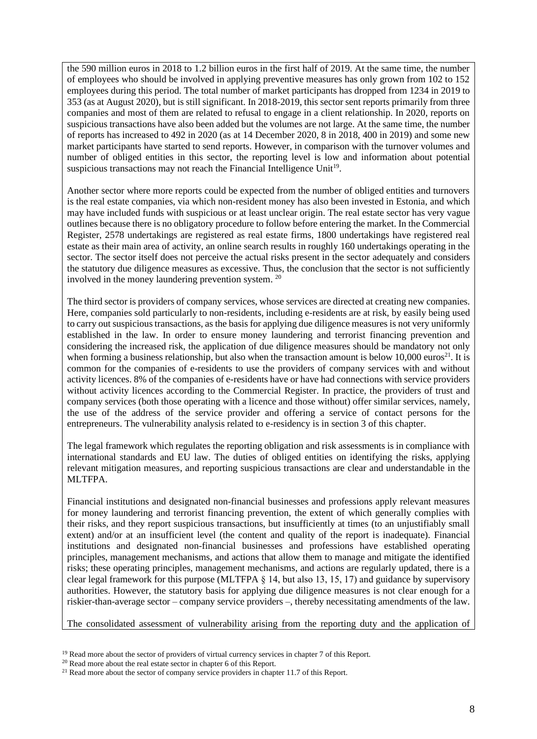the 590 million euros in 2018 to 1.2 billion euros in the first half of 2019. At the same time, the number of employees who should be involved in applying preventive measures has only grown from 102 to 152 employees during this period. The total number of market participants has dropped from 1234 in 2019 to 353 (as at August 2020), but is still significant. In 2018-2019, this sector sent reports primarily from three companies and most of them are related to refusal to engage in a client relationship. In 2020, reports on suspicious transactions have also been added but the volumes are not large. At the same time, the number of reports has increased to 492 in 2020 (as at 14 December 2020, 8 in 2018, 400 in 2019) and some new market participants have started to send reports. However, in comparison with the turnover volumes and number of obliged entities in this sector, the reporting level is low and information about potential suspicious transactions may not reach the Financial Intelligence Unit[19].

Another sector where more reports could be expected from the number of obliged entities and turnovers is the real estate companies, via which non-resident money has also been invested in Estonia, and which may have included funds with suspicious or at least unclear origin. The real estate sector has very vague outlines because there is no obligatory procedure to follow before entering the market. In the Commercial Register, 2578 undertakings are registered as real estate firms, 1800 undertakings have registered real estate as their main area of activity, an online search results in roughly 160 undertakings operating in the sector. The sector itself does not perceive the actual risks present in the sector adequately and considers the statutory due diligence measures as excessive. Thus, the conclusion that the sector is not sufficiently involved in the money laundering prevention system. [20]

The third sector is providers of company services, whose services are directed at creating new companies. Here, companies sold particularly to non-residents, including e-residents are at risk, by easily being used to carry out suspicious transactions, as the basis for applying due diligence measures is not very uniformly established in the law. In order to ensure money laundering and terrorist financing prevention and considering the increased risk, the application of due diligence measures should be mandatory not only when forming a business relationship, but also when the transaction amount is below 10,000 euros[21]. It is common for the companies of e-residents to use the providers of company services with and without activity licences. 8% of the companies of e-residents have or have had connections with service providers without activity licences according to the Commercial Register. In practice, the providers of trust and company services (both those operating with a licence and those without) offer similar services, namely, the use of the address of the service provider and offering a service of contact persons for the entrepreneurs. The vulnerability analysis related to e-residency is in section 3 of this chapter.

The legal framework which regulates the reporting obligation and risk assessments is in compliance with international standards and EU law. The duties of obliged entities on identifying the risks, applying relevant mitigation measures, and reporting suspicious transactions are clear and understandable in the MLTFPA.

Financial institutions and designated non-financial businesses and professions apply relevant measures for money laundering and terrorist financing prevention, the extent of which generally complies with their risks, and they report suspicious transactions, but insufficiently at times (to an unjustifiably small extent) and/or at an insufficient level (the content and quality of the report is inadequate). Financial institutions and designated non-financial businesses and professions have established operating principles, management mechanisms, and actions that allow them to manage and mitigate the identified risks; these operating principles, management mechanisms, and actions are regularly updated, there is a clear legal framework for this purpose (MLTFPA § 14, but also 13, 15, 17) and guidance by supervisory authorities. However, the statutory basis for applying due diligence measures is not clear enough for a riskier-than-average sector – company service providers –, thereby necessitating amendments of the law.

The consolidated assessment of vulnerability arising from the reporting duty and the application of

[19] Read more about the sector of providers of virtual currency services in chapter 7 of this Report.

[20] Read more about the real estate sector in chapter 6 of this Report.

[21] Read more about the sector of company service providers in chapter 11.7 of this Report.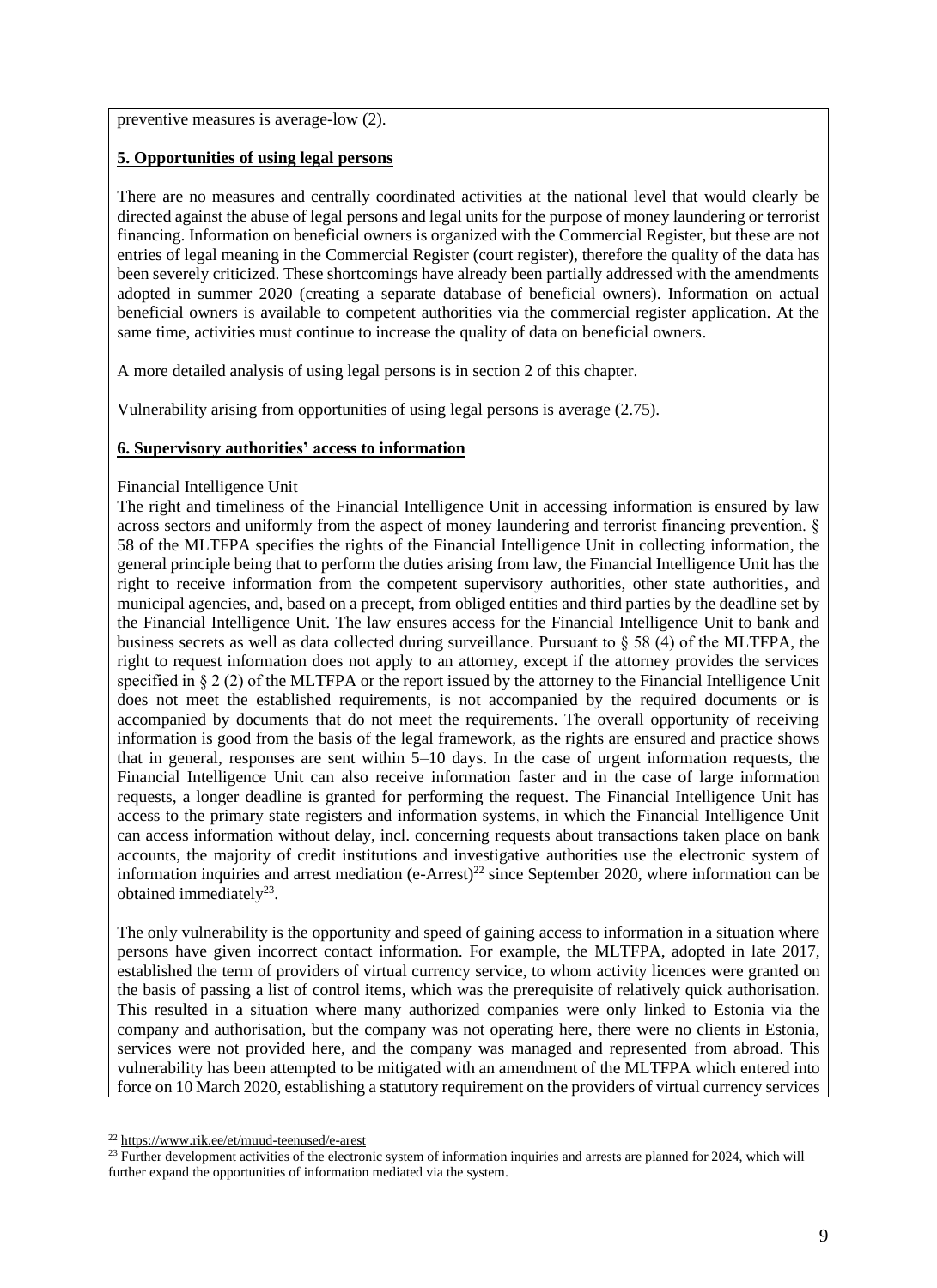preventive measures is average-low (2).

**5. Opportunities of using legal persons**

There are no measures and centrally coordinated activities at the national level that would clearly be directed against the abuse of legal persons and legal units for the purpose of money laundering or terrorist financing. Information on beneficial owners is organized with the Commercial Register, but these are not entries of legal meaning in the Commercial Register (court register), therefore the quality of the data has been severely criticized. These shortcomings have already been partially addressed with the amendments adopted in summer 2020 (creating a separate database of beneficial owners). Information on actual beneficial owners is available to competent authorities via the commercial register application. At the same time, activities must continue to increase the quality of data on beneficial owners.

A more detailed analysis of using legal persons is in section 2 of this chapter.

Vulnerability arising from opportunities of using legal persons is average (2.75).

**6. Supervisory authorities' access to information**

Financial Intelligence Unit

The right and timeliness of the Financial Intelligence Unit in accessing information is ensured by law across sectors and uniformly from the aspect of money laundering and terrorist financing prevention. § 58 of the MLTFPA specifies the rights of the Financial Intelligence Unit in collecting information, the general principle being that to perform the duties arising from law, the Financial Intelligence Unit has the right to receive information from the competent supervisory authorities, other state authorities, and municipal agencies, and, based on a precept, from obliged entities and third parties by the deadline set by the Financial Intelligence Unit. The law ensures access for the Financial Intelligence Unit to bank and business secrets as well as data collected during surveillance. Pursuant to § 58 (4) of the MLTFPA, the right to request information does not apply to an attorney, except if the attorney provides the services specified in § 2 (2) of the MLTFPA or the report issued by the attorney to the Financial Intelligence Unit does not meet the established requirements, is not accompanied by the required documents or is accompanied by documents that do not meet the requirements. The overall opportunity of receiving information is good from the basis of the legal framework, as the rights are ensured and practice shows that in general, responses are sent within 5–10 days. In the case of urgent information requests, the Financial Intelligence Unit can also receive information faster and in the case of large information requests, a longer deadline is granted for performing the request. The Financial Intelligence Unit has access to the primary state registers and information systems, in which the Financial Intelligence Unit can access information without delay, incl. concerning requests about transactions taken place on bank accounts, the majority of credit institutions and investigative authorities use the electronic system of information inquiries and arrest mediation (e-Arrest)[22] since September 2020, where information can be obtained immediately[23].

The only vulnerability is the opportunity and speed of gaining access to information in a situation where persons have given incorrect contact information. For example, the MLTFPA, adopted in late 2017, established the term of providers of virtual currency service, to whom activity licences were granted on the basis of passing a list of control items, which was the prerequisite of relatively quick authorisation. This resulted in a situation where many authorized companies were only linked to Estonia via the company and authorisation, but the company was not operating here, there were no clients in Estonia, services were not provided here, and the company was managed and represented from abroad. This vulnerability has been attempted to be mitigated with an amendment of the MLTFPA which entered into force on 10 March 2020, establishing a statutory requirement on the providers of virtual currency services

[22] https://www.rik.ee/et/muud-teenused/e-arest

[23] Further development activities of the electronic system of information inquiries and arrests are planned for 2024, which will further expand the opportunities of information mediated via the system.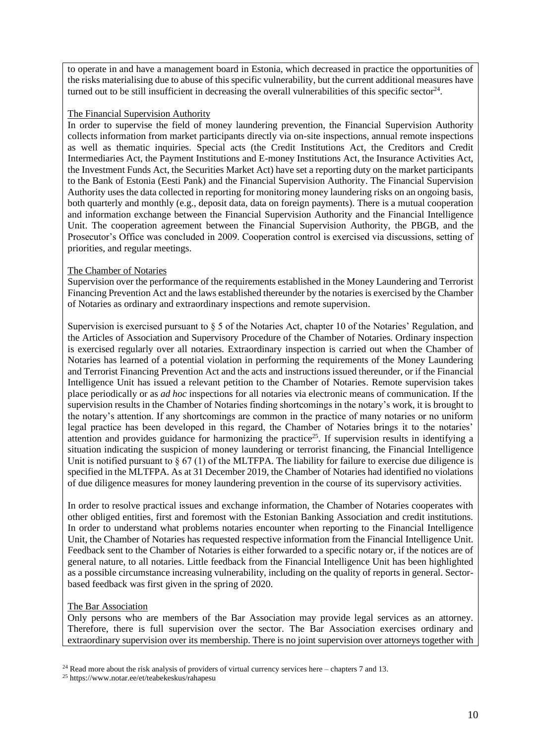to operate in and have a management board in Estonia, which decreased in practice the opportunities of the risks materialising due to abuse of this specific vulnerability, but the current additional measures have turned out to be still insufficient in decreasing the overall vulnerabilities of this specific sector[24].

The Financial Supervision Authority

In order to supervise the field of money laundering prevention, the Financial Supervision Authority collects information from market participants directly via on-site inspections, annual remote inspections as well as thematic inquiries. Special acts (the Credit Institutions Act, the Creditors and Credit Intermediaries Act, the Payment Institutions and E-money Institutions Act, the Insurance Activities Act, the Investment Funds Act, the Securities Market Act) have set a reporting duty on the market participants to the Bank of Estonia (Eesti Pank) and the Financial Supervision Authority. The Financial Supervision Authority uses the data collected in reporting for monitoring money laundering risks on an ongoing basis, both quarterly and monthly (e.g., deposit data, data on foreign payments). There is a mutual cooperation and information exchange between the Financial Supervision Authority and the Financial Intelligence Unit. The cooperation agreement between the Financial Supervision Authority, the PBGB, and the Prosecutor's Office was concluded in 2009. Cooperation control is exercised via discussions, setting of priorities, and regular meetings.

The Chamber of Notaries

Supervision over the performance of the requirements established in the Money Laundering and Terrorist Financing Prevention Act and the laws established thereunder by the notaries is exercised by the Chamber of Notaries as ordinary and extraordinary inspections and remote supervision.

Supervision is exercised pursuant to § 5 of the Notaries Act, chapter 10 of the Notaries' Regulation, and the Articles of Association and Supervisory Procedure of the Chamber of Notaries. Ordinary inspection is exercised regularly over all notaries. Extraordinary inspection is carried out when the Chamber of Notaries has learned of a potential violation in performing the requirements of the Money Laundering and Terrorist Financing Prevention Act and the acts and instructions issued thereunder, or if the Financial Intelligence Unit has issued a relevant petition to the Chamber of Notaries. Remote supervision takes place periodically or as *ad hoc* inspections for all notaries via electronic means of communication. If the supervision results in the Chamber of Notaries finding shortcomings in the notary's work, it is brought to the notary's attention. If any shortcomings are common in the practice of many notaries or no uniform legal practice has been developed in this regard, the Chamber of Notaries brings it to the notaries' attention and provides guidance for harmonizing the practice[25]. If supervision results in identifying a situation indicating the suspicion of money laundering or terrorist financing, the Financial Intelligence Unit is notified pursuant to § 67 (1) of the MLTFPA. The liability for failure to exercise due diligence is specified in the MLTFPA. As at 31 December 2019, the Chamber of Notaries had identified no violations of due diligence measures for money laundering prevention in the course of its supervisory activities.

In order to resolve practical issues and exchange information, the Chamber of Notaries cooperates with other obliged entities, first and foremost with the Estonian Banking Association and credit institutions. In order to understand what problems notaries encounter when reporting to the Financial Intelligence Unit, the Chamber of Notaries has requested respective information from the Financial Intelligence Unit. Feedback sent to the Chamber of Notaries is either forwarded to a specific notary or, if the notices are of general nature, to all notaries. Little feedback from the Financial Intelligence Unit has been highlighted as a possible circumstance increasing vulnerability, including on the quality of reports in general. Sector-based feedback was first given in the spring of 2020.

The Bar Association

Only persons who are members of the Bar Association may provide legal services as an attorney. Therefore, there is full supervision over the sector. The Bar Association exercises ordinary and extraordinary supervision over its membership. There is no joint supervision over attorneys together with

[24] Read more about the risk analysis of providers of virtual currency services here – chapters 7 and 13.

[25] https://www.notar.ee/et/teabekeskus/rahapesu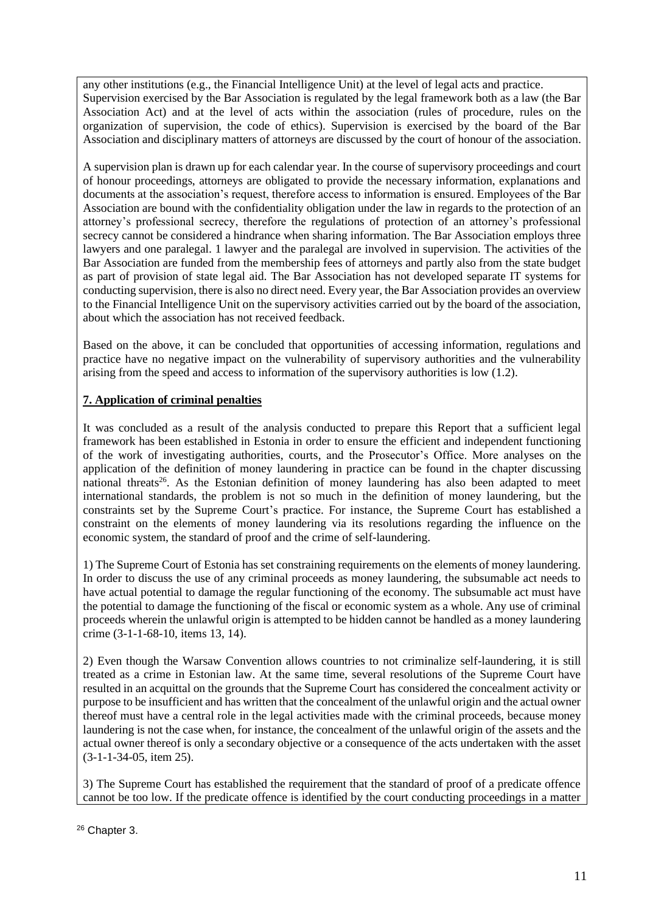any other institutions (e.g., the Financial Intelligence Unit) at the level of legal acts and practice. Supervision exercised by the Bar Association is regulated by the legal framework both as a law (the Bar Association Act) and at the level of acts within the association (rules of procedure, rules on the organization of supervision, the code of ethics). Supervision is exercised by the board of the Bar Association and disciplinary matters of attorneys are discussed by the court of honour of the association.

A supervision plan is drawn up for each calendar year. In the course of supervisory proceedings and court of honour proceedings, attorneys are obligated to provide the necessary information, explanations and documents at the association's request, therefore access to information is ensured. Employees of the Bar Association are bound with the confidentiality obligation under the law in regards to the protection of an attorney's professional secrecy, therefore the regulations of protection of an attorney's professional secrecy cannot be considered a hindrance when sharing information. The Bar Association employs three lawyers and one paralegal. 1 lawyer and the paralegal are involved in supervision. The activities of the Bar Association are funded from the membership fees of attorneys and partly also from the state budget as part of provision of state legal aid. The Bar Association has not developed separate IT systems for conducting supervision, there is also no direct need. Every year, the Bar Association provides an overview to the Financial Intelligence Unit on the supervisory activities carried out by the board of the association, about which the association has not received feedback.

Based on the above, it can be concluded that opportunities of accessing information, regulations and practice have no negative impact on the vulnerability of supervisory authorities and the vulnerability arising from the speed and access to information of the supervisory authorities is low (1.2).

## 7. Application of criminal penalties

It was concluded as a result of the analysis conducted to prepare this Report that a sufficient legal framework has been established in Estonia in order to ensure the efficient and independent functioning of the work of investigating authorities, courts, and the Prosecutor's Office. More analyses on the application of the definition of money laundering in practice can be found in the chapter discussing national threats[26]. As the Estonian definition of money laundering has also been adapted to meet international standards, the problem is not so much in the definition of money laundering, but the constraints set by the Supreme Court's practice. For instance, the Supreme Court has established a constraint on the elements of money laundering via its resolutions regarding the influence on the economic system, the standard of proof and the crime of self-laundering.

1) The Supreme Court of Estonia has set constraining requirements on the elements of money laundering. In order to discuss the use of any criminal proceeds as money laundering, the subsumable act needs to have actual potential to damage the regular functioning of the economy. The subsumable act must have the potential to damage the functioning of the fiscal or economic system as a whole. Any use of criminal proceeds wherein the unlawful origin is attempted to be hidden cannot be handled as a money laundering crime (3-1-1-68-10, items 13, 14).

2) Even though the Warsaw Convention allows countries to not criminalize self-laundering, it is still treated as a crime in Estonian law. At the same time, several resolutions of the Supreme Court have resulted in an acquittal on the grounds that the Supreme Court has considered the concealment activity or purpose to be insufficient and has written that the concealment of the unlawful origin and the actual owner thereof must have a central role in the legal activities made with the criminal proceeds, because money laundering is not the case when, for instance, the concealment of the unlawful origin of the assets and the actual owner thereof is only a secondary objective or a consequence of the acts undertaken with the asset (3-1-1-34-05, item 25).

3) The Supreme Court has established the requirement that the standard of proof of a predicate offence cannot be too low. If the predicate offence is identified by the court conducting proceedings in a matter

[26] Chapter 3.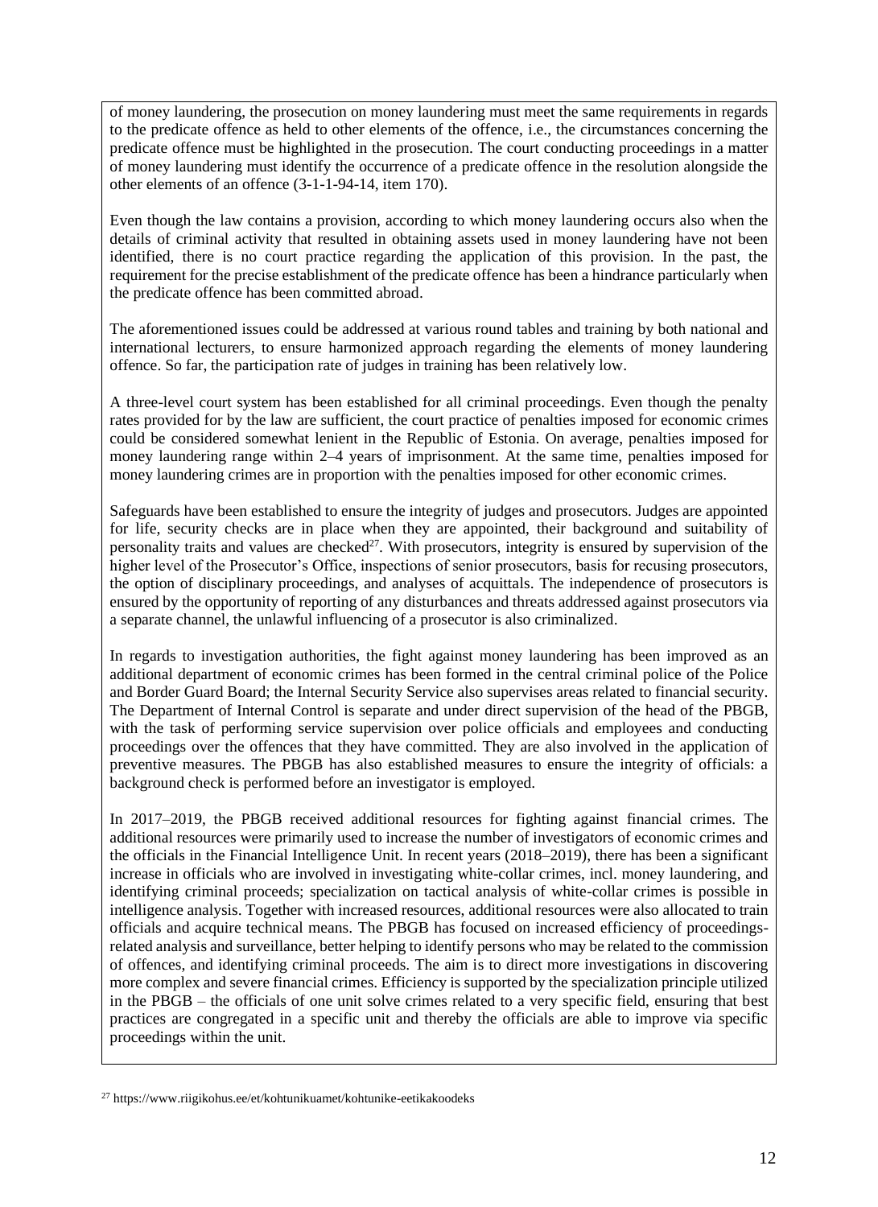of money laundering, the prosecution on money laundering must meet the same requirements in regards to the predicate offence as held to other elements of the offence, i.e., the circumstances concerning the predicate offence must be highlighted in the prosecution. The court conducting proceedings in a matter of money laundering must identify the occurrence of a predicate offence in the resolution alongside the other elements of an offence (3-1-1-94-14, item 170).

Even though the law contains a provision, according to which money laundering occurs also when the details of criminal activity that resulted in obtaining assets used in money laundering have not been identified, there is no court practice regarding the application of this provision. In the past, the requirement for the precise establishment of the predicate offence has been a hindrance particularly when the predicate offence has been committed abroad.

The aforementioned issues could be addressed at various round tables and training by both national and international lecturers, to ensure harmonized approach regarding the elements of money laundering offence. So far, the participation rate of judges in training has been relatively low.

A three-level court system has been established for all criminal proceedings. Even though the penalty rates provided for by the law are sufficient, the court practice of penalties imposed for economic crimes could be considered somewhat lenient in the Republic of Estonia. On average, penalties imposed for money laundering range within 2–4 years of imprisonment. At the same time, penalties imposed for money laundering crimes are in proportion with the penalties imposed for other economic crimes.

Safeguards have been established to ensure the integrity of judges and prosecutors. Judges are appointed for life, security checks are in place when they are appointed, their background and suitability of personality traits and values are checked[27]. With prosecutors, integrity is ensured by supervision of the higher level of the Prosecutor's Office, inspections of senior prosecutors, basis for recusing prosecutors, the option of disciplinary proceedings, and analyses of acquittals. The independence of prosecutors is ensured by the opportunity of reporting of any disturbances and threats addressed against prosecutors via a separate channel, the unlawful influencing of a prosecutor is also criminalized.

In regards to investigation authorities, the fight against money laundering has been improved as an additional department of economic crimes has been formed in the central criminal police of the Police and Border Guard Board; the Internal Security Service also supervises areas related to financial security. The Department of Internal Control is separate and under direct supervision of the head of the PBGB, with the task of performing service supervision over police officials and employees and conducting proceedings over the offences that they have committed. They are also involved in the application of preventive measures. The PBGB has also established measures to ensure the integrity of officials: a background check is performed before an investigator is employed.

In 2017–2019, the PBGB received additional resources for fighting against financial crimes. The additional resources were primarily used to increase the number of investigators of economic crimes and the officials in the Financial Intelligence Unit. In recent years (2018–2019), there has been a significant increase in officials who are involved in investigating white-collar crimes, incl. money laundering, and identifying criminal proceeds; specialization on tactical analysis of white-collar crimes is possible in intelligence analysis. Together with increased resources, additional resources were also allocated to train officials and acquire technical means. The PBGB has focused on increased efficiency of proceedings-related analysis and surveillance, better helping to identify persons who may be related to the commission of offences, and identifying criminal proceeds. The aim is to direct more investigations in discovering more complex and severe financial crimes. Efficiency is supported by the specialization principle utilized in the PBGB – the officials of one unit solve crimes related to a very specific field, ensuring that best practices are congregated in a specific unit and thereby the officials are able to improve via specific proceedings within the unit.

[27] https://www.riigikohus.ee/et/kohtunikuamet/kohtunike-eetikakoodeks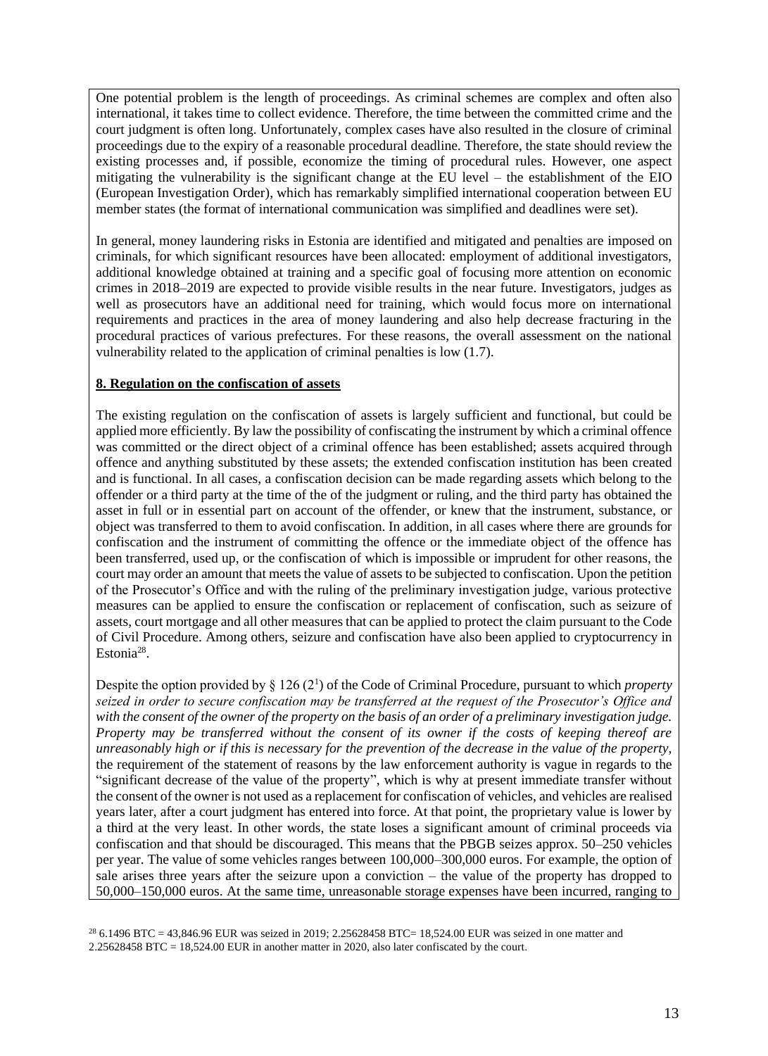One potential problem is the length of proceedings. As criminal schemes are complex and often also international, it takes time to collect evidence. Therefore, the time between the committed crime and the court judgment is often long. Unfortunately, complex cases have also resulted in the closure of criminal proceedings due to the expiry of a reasonable procedural deadline. Therefore, the state should review the existing processes and, if possible, economize the timing of procedural rules. However, one aspect mitigating the vulnerability is the significant change at the EU level – the establishment of the EIO (European Investigation Order), which has remarkably simplified international cooperation between EU member states (the format of international communication was simplified and deadlines were set).

In general, money laundering risks in Estonia are identified and mitigated and penalties are imposed on criminals, for which significant resources have been allocated: employment of additional investigators, additional knowledge obtained at training and a specific goal of focusing more attention on economic crimes in 2018–2019 are expected to provide visible results in the near future. Investigators, judges as well as prosecutors have an additional need for training, which would focus more on international requirements and practices in the area of money laundering and also help decrease fracturing in the procedural practices of various prefectures. For these reasons, the overall assessment on the national vulnerability related to the application of criminal penalties is low (1.7).

**8. Regulation on the confiscation of assets**

The existing regulation on the confiscation of assets is largely sufficient and functional, but could be applied more efficiently. By law the possibility of confiscating the instrument by which a criminal offence was committed or the direct object of a criminal offence has been established; assets acquired through offence and anything substituted by these assets; the extended confiscation institution has been created and is functional. In all cases, a confiscation decision can be made regarding assets which belong to the offender or a third party at the time of the of the judgment or ruling, and the third party has obtained the asset in full or in essential part on account of the offender, or knew that the instrument, substance, or object was transferred to them to avoid confiscation. In addition, in all cases where there are grounds for confiscation and the instrument of committing the offence or the immediate object of the offence has been transferred, used up, or the confiscation of which is impossible or imprudent for other reasons, the court may order an amount that meets the value of assets to be subjected to confiscation. Upon the petition of the Prosecutor's Office and with the ruling of the preliminary investigation judge, various protective measures can be applied to ensure the confiscation or replacement of confiscation, such as seizure of assets, court mortgage and all other measures that can be applied to protect the claim pursuant to the Code of Civil Procedure. Among others, seizure and confiscation have also been applied to cryptocurrency in Estonia[28].

Despite the option provided by § 126 (2[1]) of the Code of Criminal Procedure, pursuant to which *property seized in order to secure confiscation may be transferred at the request of the Prosecutor's Office and with the consent of the owner of the property on the basis of an order of a preliminary investigation judge. Property may be transferred without the consent of its owner if the costs of keeping thereof are unreasonably high or if this is necessary for the prevention of the decrease in the value of the property,* the requirement of the statement of reasons by the law enforcement authority is vague in regards to the "significant decrease of the value of the property", which is why at present immediate transfer without the consent of the owner is not used as a replacement for confiscation of vehicles, and vehicles are realised years later, after a court judgment has entered into force. At that point, the proprietary value is lower by a third at the very least. In other words, the state loses a significant amount of criminal proceeds via confiscation and that should be discouraged. This means that the PBGB seizes approx. 50–250 vehicles per year. The value of some vehicles ranges between 100,000–300,000 euros. For example, the option of sale arises three years after the seizure upon a conviction – the value of the property has dropped to 50,000–150,000 euros. At the same time, unreasonable storage expenses have been incurred, ranging to

[28] 6.1496 BTC = 43,846.96 EUR was seized in 2019; 2.25628458 BTC= 18,524.00 EUR was seized in one matter and 2.25628458 BTC = 18,524.00 EUR in another matter in 2020, also later confiscated by the court.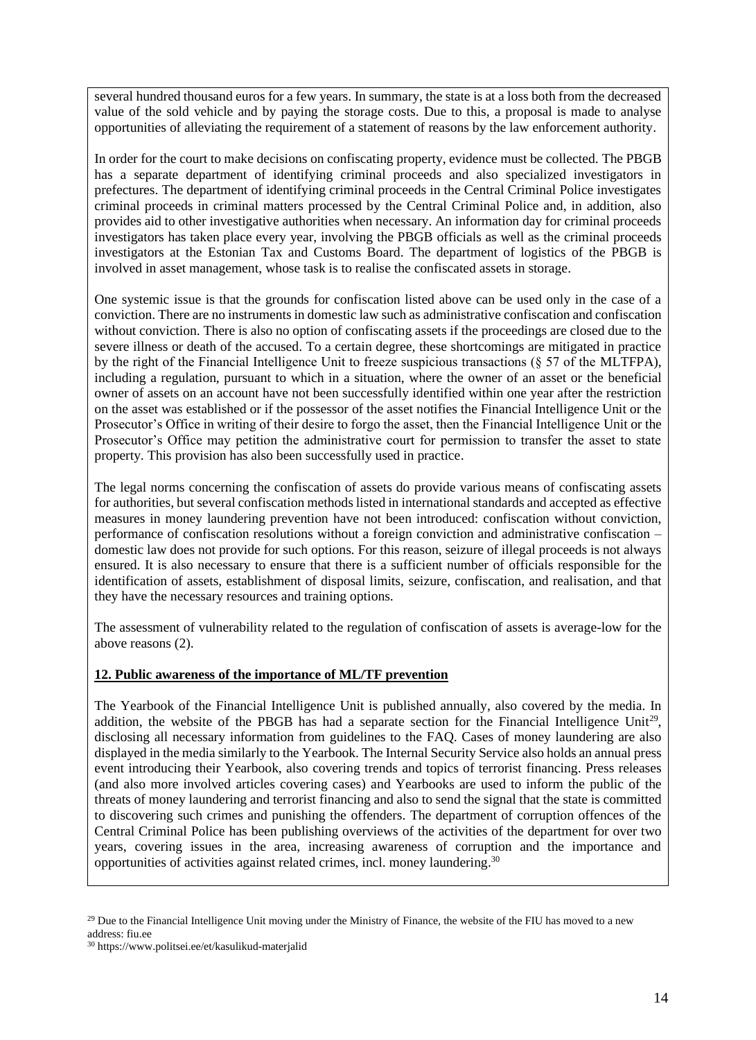several hundred thousand euros for a few years. In summary, the state is at a loss both from the decreased value of the sold vehicle and by paying the storage costs. Due to this, a proposal is made to analyse opportunities of alleviating the requirement of a statement of reasons by the law enforcement authority.

In order for the court to make decisions on confiscating property, evidence must be collected. The PBGB has a separate department of identifying criminal proceeds and also specialized investigators in prefectures. The department of identifying criminal proceeds in the Central Criminal Police investigates criminal proceeds in criminal matters processed by the Central Criminal Police and, in addition, also provides aid to other investigative authorities when necessary. An information day for criminal proceeds investigators has taken place every year, involving the PBGB officials as well as the criminal proceeds investigators at the Estonian Tax and Customs Board. The department of logistics of the PBGB is involved in asset management, whose task is to realise the confiscated assets in storage.

One systemic issue is that the grounds for confiscation listed above can be used only in the case of a conviction. There are no instruments in domestic law such as administrative confiscation and confiscation without conviction. There is also no option of confiscating assets if the proceedings are closed due to the severe illness or death of the accused. To a certain degree, these shortcomings are mitigated in practice by the right of the Financial Intelligence Unit to freeze suspicious transactions (§ 57 of the MLTFPA), including a regulation, pursuant to which in a situation, where the owner of an asset or the beneficial owner of assets on an account have not been successfully identified within one year after the restriction on the asset was established or if the possessor of the asset notifies the Financial Intelligence Unit or the Prosecutor's Office in writing of their desire to forgo the asset, then the Financial Intelligence Unit or the Prosecutor's Office may petition the administrative court for permission to transfer the asset to state property. This provision has also been successfully used in practice.

The legal norms concerning the confiscation of assets do provide various means of confiscating assets for authorities, but several confiscation methods listed in international standards and accepted as effective measures in money laundering prevention have not been introduced: confiscation without conviction, performance of confiscation resolutions without a foreign conviction and administrative confiscation – domestic law does not provide for such options. For this reason, seizure of illegal proceeds is not always ensured. It is also necessary to ensure that there is a sufficient number of officials responsible for the identification of assets, establishment of disposal limits, seizure, confiscation, and realisation, and that they have the necessary resources and training options.

The assessment of vulnerability related to the regulation of confiscation of assets is average-low for the above reasons (2).

## 12. Public awareness of the importance of ML/TF prevention

The Yearbook of the Financial Intelligence Unit is published annually, also covered by the media. In addition, the website of the PBGB has had a separate section for the Financial Intelligence Unit[29], disclosing all necessary information from guidelines to the FAQ. Cases of money laundering are also displayed in the media similarly to the Yearbook. The Internal Security Service also holds an annual press event introducing their Yearbook, also covering trends and topics of terrorist financing. Press releases (and also more involved articles covering cases) and Yearbooks are used to inform the public of the threats of money laundering and terrorist financing and also to send the signal that the state is committed to discovering such crimes and punishing the offenders. The department of corruption offences of the Central Criminal Police has been publishing overviews of the activities of the department for over two years, covering issues in the area, increasing awareness of corruption and the importance and opportunities of activities against related crimes, incl. money laundering.[30]

---

[29] Due to the Financial Intelligence Unit moving under the Ministry of Finance, the website of the FIU has moved to a new address: fiu.ee

[30] https://www.politsei.ee/et/kasulikud-materjalid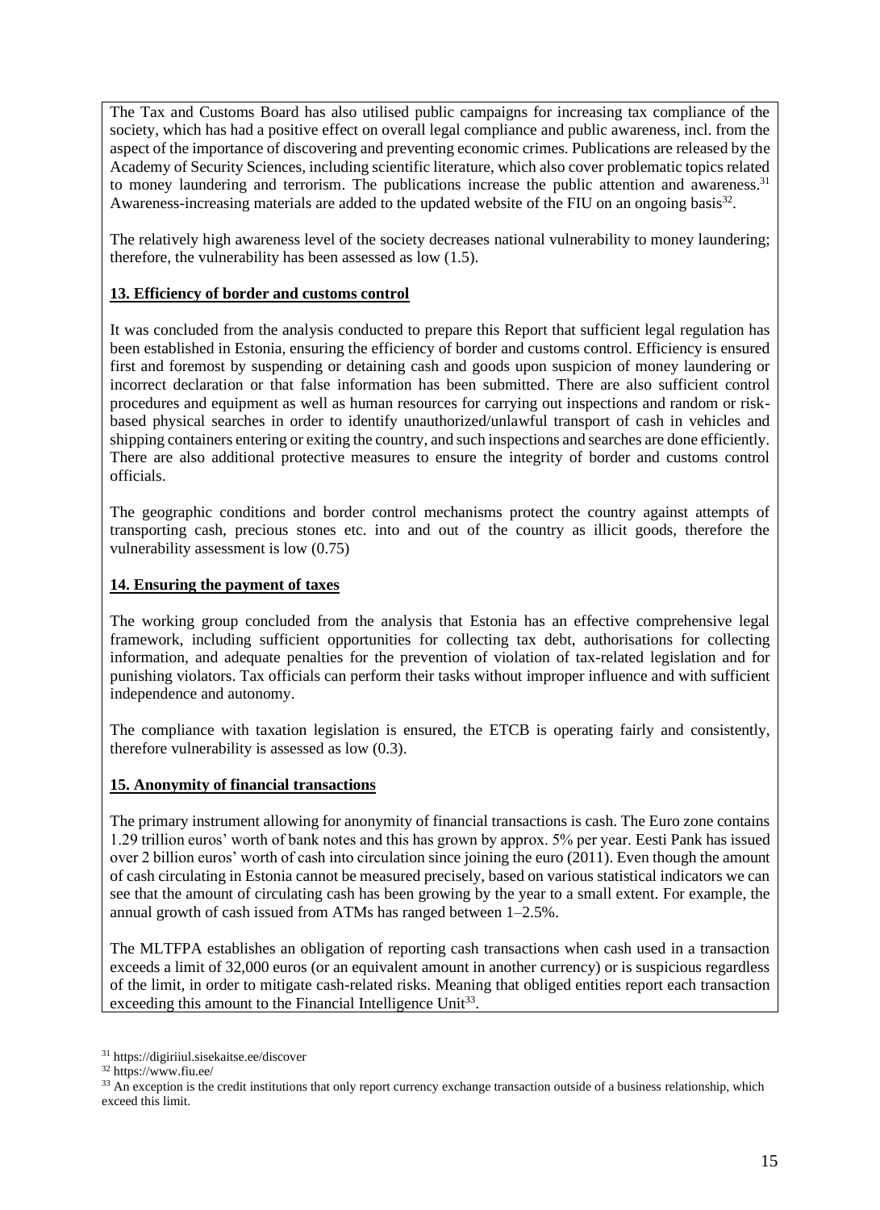The Tax and Customs Board has also utilised public campaigns for increasing tax compliance of the society, which has had a positive effect on overall legal compliance and public awareness, incl. from the aspect of the importance of discovering and preventing economic crimes. Publications are released by the Academy of Security Sciences, including scientific literature, which also cover problematic topics related to money laundering and terrorism. The publications increase the public attention and awareness.[31] Awareness-increasing materials are added to the updated website of the FIU on an ongoing basis[32].

The relatively high awareness level of the society decreases national vulnerability to money laundering; therefore, the vulnerability has been assessed as low (1.5).

**13. Efficiency of border and customs control**

It was concluded from the analysis conducted to prepare this Report that sufficient legal regulation has been established in Estonia, ensuring the efficiency of border and customs control. Efficiency is ensured first and foremost by suspending or detaining cash and goods upon suspicion of money laundering or incorrect declaration or that false information has been submitted. There are also sufficient control procedures and equipment as well as human resources for carrying out inspections and random or risk-based physical searches in order to identify unauthorized/unlawful transport of cash in vehicles and shipping containers entering or exiting the country, and such inspections and searches are done efficiently. There are also additional protective measures to ensure the integrity of border and customs control officials.

The geographic conditions and border control mechanisms protect the country against attempts of transporting cash, precious stones etc. into and out of the country as illicit goods, therefore the vulnerability assessment is low (0.75)

**14. Ensuring the payment of taxes**

The working group concluded from the analysis that Estonia has an effective comprehensive legal framework, including sufficient opportunities for collecting tax debt, authorisations for collecting information, and adequate penalties for the prevention of violation of tax-related legislation and for punishing violators. Tax officials can perform their tasks without improper influence and with sufficient independence and autonomy.

The compliance with taxation legislation is ensured, the ETCB is operating fairly and consistently, therefore vulnerability is assessed as low (0.3).

**15. Anonymity of financial transactions**

The primary instrument allowing for anonymity of financial transactions is cash. The Euro zone contains 1.29 trillion euros' worth of bank notes and this has grown by approx. 5% per year. Eesti Pank has issued over 2 billion euros' worth of cash into circulation since joining the euro (2011). Even though the amount of cash circulating in Estonia cannot be measured precisely, based on various statistical indicators we can see that the amount of circulating cash has been growing by the year to a small extent. For example, the annual growth of cash issued from ATMs has ranged between 1–2.5%.

The MLTFPA establishes an obligation of reporting cash transactions when cash used in a transaction exceeds a limit of 32,000 euros (or an equivalent amount in another currency) or is suspicious regardless of the limit, in order to mitigate cash-related risks. Meaning that obliged entities report each transaction exceeding this amount to the Financial Intelligence Unit[33].

[31] https://digiriiul.sisekaitse.ee/discover

[32] https://www.fiu.ee/

[33] An exception is the credit institutions that only report currency exchange transaction outside of a business relationship, which exceed this limit.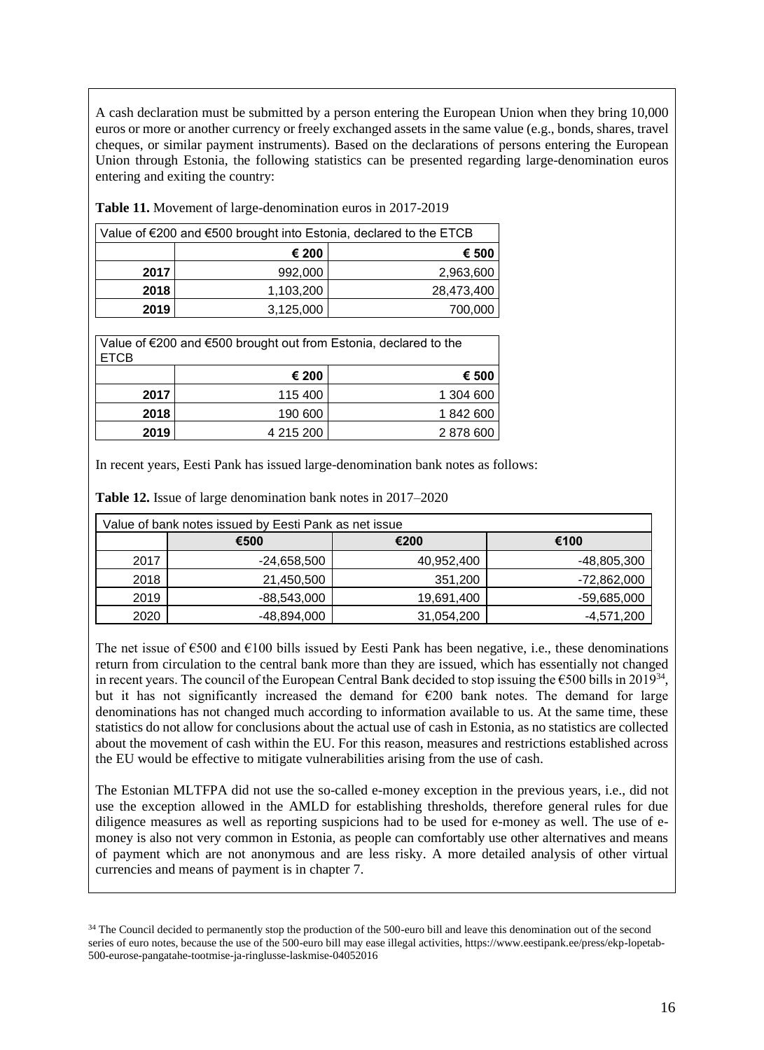A cash declaration must be submitted by a person entering the European Union when they bring 10,000 euros or more or another currency or freely exchanged assets in the same value (e.g., bonds, shares, travel cheques, or similar payment instruments). Based on the declarations of persons entering the European Union through Estonia, the following statistics can be presented regarding large-denomination euros entering and exiting the country:

**Table 11.** Movement of large-denomination euros in 2017-2019

| Value of €200 and €500 brought into Estonia, declared to the ETCB | | |
|---|---|---|
| | **€ 200** | **€ 500** |
| **2017** | 992,000 | 2,963,600 |
| **2018** | 1,103,200 | 28,473,400 |
| **2019** | 3,125,000 | 700,000 |

| Value of €200 and €500 brought out from Estonia, declared to the ETCB | | |
|---|---|---|
| | **€ 200** | **€ 500** |
| **2017** | 115 400 | 1 304 600 |
| **2018** | 190 600 | 1 842 600 |
| **2019** | 4 215 200 | 2 878 600 |

In recent years, Eesti Pank has issued large-denomination bank notes as follows:

**Table 12.** Issue of large denomination bank notes in 2017–2020

| Value of bank notes issued by Eesti Pank as net issue | | | |
|---|---|---|---|
| | €500 | €200 | €100 |
| 2017 | -24,658,500 | 40,952,400 | -48,805,300 |
| 2018 | 21,450,500 | 351,200 | -72,862,000 |
| 2019 | -88,543,000 | 19,691,400 | -59,685,000 |
| 2020 | -48,894,000 | 31,054,200 | -4,571,200 |

The net issue of €500 and €100 bills issued by Eesti Pank has been negative, i.e., these denominations return from circulation to the central bank more than they are issued, which has essentially not changed in recent years. The council of the European Central Bank decided to stop issuing the €500 bills in 2019[34], but it has not significantly increased the demand for €200 bank notes. The demand for large denominations has not changed much according to information available to us. At the same time, these statistics do not allow for conclusions about the actual use of cash in Estonia, as no statistics are collected about the movement of cash within the EU. For this reason, measures and restrictions established across the EU would be effective to mitigate vulnerabilities arising from the use of cash.

The Estonian MLTFPA did not use the so-called e-money exception in the previous years, i.e., did not use the exception allowed in the AMLD for establishing thresholds, therefore general rules for due diligence measures as well as reporting suspicions had to be used for e-money as well. The use of e-money is also not very common in Estonia, as people can comfortably use other alternatives and means of payment which are not anonymous and are less risky. A more detailed analysis of other virtual currencies and means of payment is in chapter 7.

[34] The Council decided to permanently stop the production of the 500-euro bill and leave this denomination out of the second series of euro notes, because the use of the 500-euro bill may ease illegal activities, https://www.eestipank.ee/press/ekp-lopetab-500-eurose-pangatahe-tootmise-ja-ringlusse-laskmise-04052016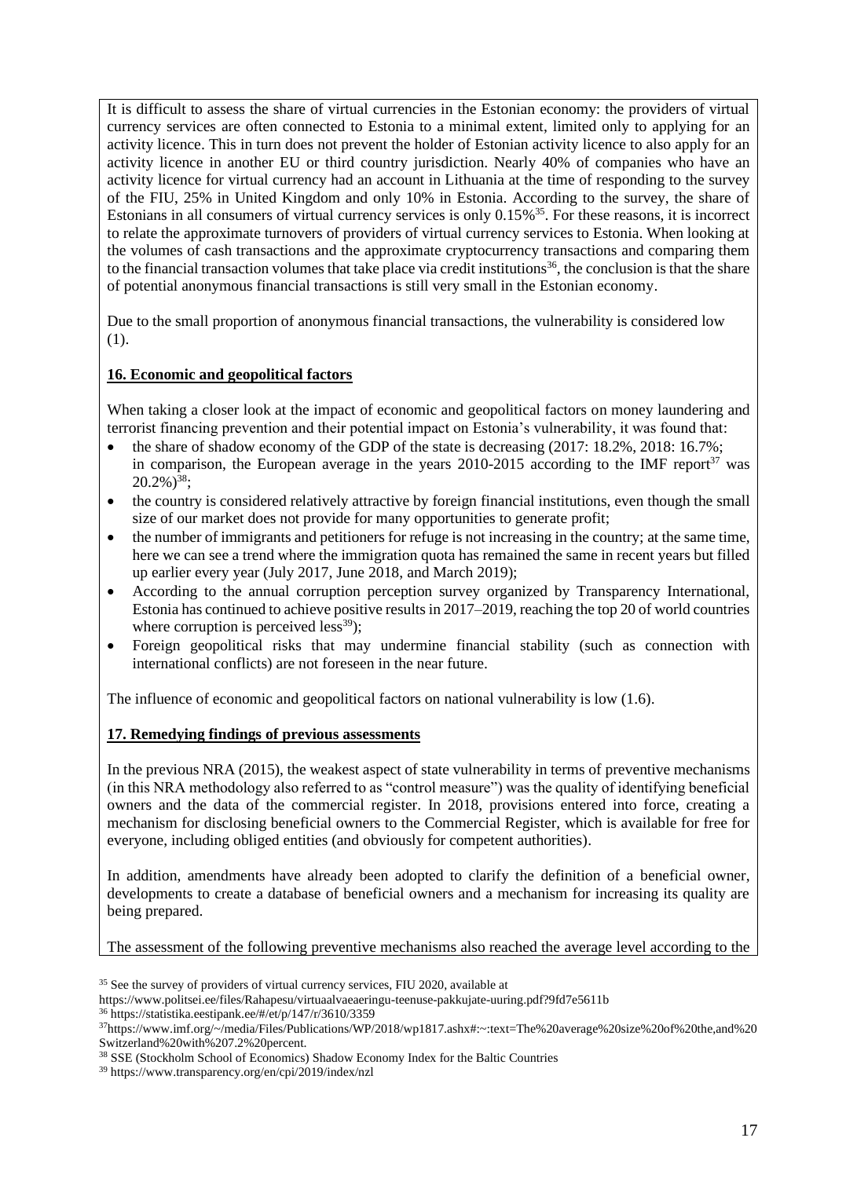It is difficult to assess the share of virtual currencies in the Estonian economy: the providers of virtual currency services are often connected to Estonia to a minimal extent, limited only to applying for an activity licence. This in turn does not prevent the holder of Estonian activity licence to also apply for an activity licence in another EU or third country jurisdiction. Nearly 40% of companies who have an activity licence for virtual currency had an account in Lithuania at the time of responding to the survey of the FIU, 25% in United Kingdom and only 10% in Estonia. According to the survey, the share of Estonians in all consumers of virtual currency services is only 0.15%[35]. For these reasons, it is incorrect to relate the approximate turnovers of providers of virtual currency services to Estonia. When looking at the volumes of cash transactions and the approximate cryptocurrency transactions and comparing them to the financial transaction volumes that take place via credit institutions[36], the conclusion is that the share of potential anonymous financial transactions is still very small in the Estonian economy.

Due to the small proportion of anonymous financial transactions, the vulnerability is considered low (1).

**16. Economic and geopolitical factors**

When taking a closer look at the impact of economic and geopolitical factors on money laundering and terrorist financing prevention and their potential impact on Estonia's vulnerability, it was found that:

- the share of shadow economy of the GDP of the state is decreasing (2017: 18.2%, 2018: 16.7%; in comparison, the European average in the years 2010-2015 according to the IMF report[37] was 20.2%)[38];
- the country is considered relatively attractive by foreign financial institutions, even though the small size of our market does not provide for many opportunities to generate profit;
- the number of immigrants and petitioners for refuge is not increasing in the country; at the same time, here we can see a trend where the immigration quota has remained the same in recent years but filled up earlier every year (July 2017, June 2018, and March 2019);
- According to the annual corruption perception survey organized by Transparency International, Estonia has continued to achieve positive results in 2017–2019, reaching the top 20 of world countries where corruption is perceived less[39]);
- Foreign geopolitical risks that may undermine financial stability (such as connection with international conflicts) are not foreseen in the near future.

The influence of economic and geopolitical factors on national vulnerability is low (1.6).

**17. Remedying findings of previous assessments**

In the previous NRA (2015), the weakest aspect of state vulnerability in terms of preventive mechanisms (in this NRA methodology also referred to as "control measure") was the quality of identifying beneficial owners and the data of the commercial register. In 2018, provisions entered into force, creating a mechanism for disclosing beneficial owners to the Commercial Register, which is available for free for everyone, including obliged entities (and obviously for competent authorities).

In addition, amendments have already been adopted to clarify the definition of a beneficial owner, developments to create a database of beneficial owners and a mechanism for increasing its quality are being prepared.

The assessment of the following preventive mechanisms also reached the average level according to the

[35] See the survey of providers of virtual currency services, FIU 2020, available at https://www.politsei.ee/files/Rahapesu/virtuaalvaeaeringu-teenuse-pakkujate-uuring.pdf?9fd7e5611b

[36] https://statistika.eestipank.ee/#/et/p/147/r/3610/3359

[37] https://www.imf.org/~/media/Files/Publications/WP/2018/wp1817.ashx#:~:text=The%20average%20size%20of%20the,and%20Switzerland%20with%207.2%20percent.

[38] SSE (Stockholm School of Economics) Shadow Economy Index for the Baltic Countries

[39] https://www.transparency.org/en/cpi/2019/index/nzl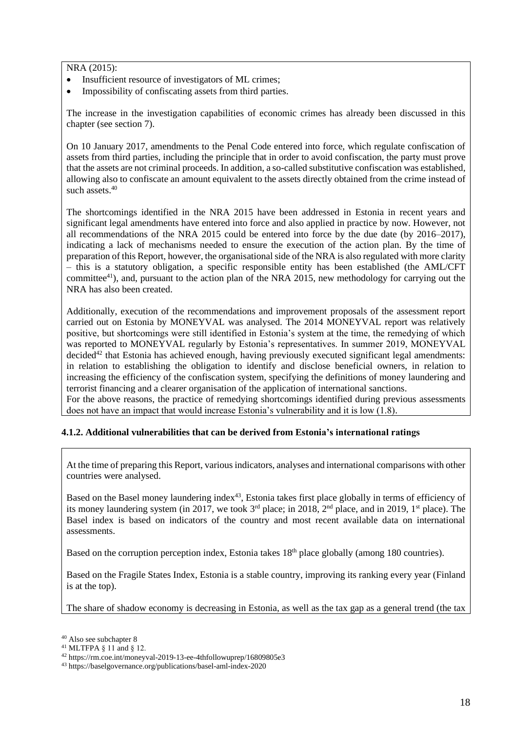NRA (2015):

- Insufficient resource of investigators of ML crimes;
- Impossibility of confiscating assets from third parties.

The increase in the investigation capabilities of economic crimes has already been discussed in this chapter (see section 7).

On 10 January 2017, amendments to the Penal Code entered into force, which regulate confiscation of assets from third parties, including the principle that in order to avoid confiscation, the party must prove that the assets are not criminal proceeds. In addition, a so-called substitutive confiscation was established, allowing also to confiscate an amount equivalent to the assets directly obtained from the crime instead of such assets.[40]

The shortcomings identified in the NRA 2015 have been addressed in Estonia in recent years and significant legal amendments have entered into force and also applied in practice by now. However, not all recommendations of the NRA 2015 could be entered into force by the due date (by 2016–2017), indicating a lack of mechanisms needed to ensure the execution of the action plan. By the time of preparation of this Report, however, the organisational side of the NRA is also regulated with more clarity – this is a statutory obligation, a specific responsible entity has been established (the AML/CFT committee[41]), and, pursuant to the action plan of the NRA 2015, new methodology for carrying out the NRA has also been created.

Additionally, execution of the recommendations and improvement proposals of the assessment report carried out on Estonia by MONEYVAL was analysed. The 2014 MONEYVAL report was relatively positive, but shortcomings were still identified in Estonia's system at the time, the remedying of which was reported to MONEYVAL regularly by Estonia's representatives. In summer 2019, MONEYVAL decided[42] that Estonia has achieved enough, having previously executed significant legal amendments: in relation to establishing the obligation to identify and disclose beneficial owners, in relation to increasing the efficiency of the confiscation system, specifying the definitions of money laundering and terrorist financing and a clearer organisation of the application of international sanctions.
For the above reasons, the practice of remedying shortcomings identified during previous assessments does not have an impact that would increase Estonia's vulnerability and it is low (1.8).

### 4.1.2. Additional vulnerabilities that can be derived from Estonia's international ratings

At the time of preparing this Report, various indicators, analyses and international comparisons with other countries were analysed.

Based on the Basel money laundering index[43], Estonia takes first place globally in terms of efficiency of its money laundering system (in 2017, we took 3rd place; in 2018, 2nd place, and in 2019, 1st place). The Basel index is based on indicators of the country and most recent available data on international assessments.

Based on the corruption perception index, Estonia takes 18th place globally (among 180 countries).

Based on the Fragile States Index, Estonia is a stable country, improving its ranking every year (Finland is at the top).

The share of shadow economy is decreasing in Estonia, as well as the tax gap as a general trend (the tax

[40] Also see subchapter 8
[41] MLTFPA § 11 and § 12.
[42] https://rm.coe.int/moneyval-2019-13-ee-4thfollowuprep/16809805e3
[43] https://baselgovernance.org/publications/basel-aml-index-2020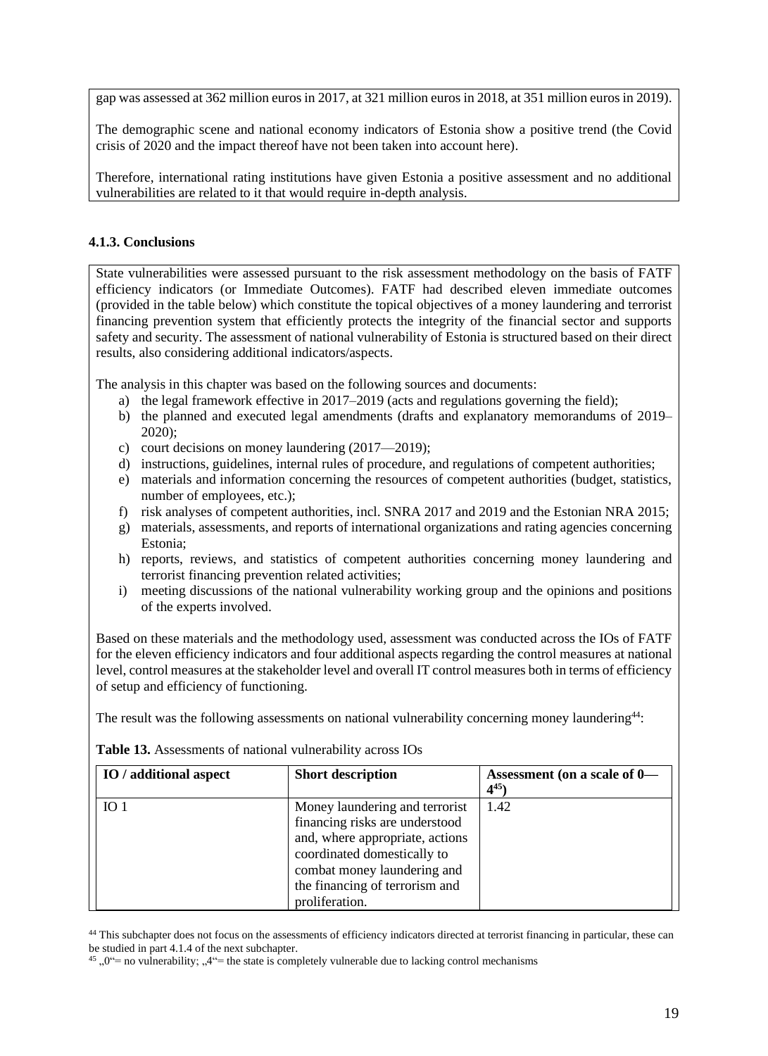gap was assessed at 362 million euros in 2017, at 321 million euros in 2018, at 351 million euros in 2019).

The demographic scene and national economy indicators of Estonia show a positive trend (the Covid crisis of 2020 and the impact thereof have not been taken into account here).

Therefore, international rating institutions have given Estonia a positive assessment and no additional vulnerabilities are related to it that would require in-depth analysis.

### 4.1.3. Conclusions

State vulnerabilities were assessed pursuant to the risk assessment methodology on the basis of FATF efficiency indicators (or Immediate Outcomes). FATF had described eleven immediate outcomes (provided in the table below) which constitute the topical objectives of a money laundering and terrorist financing prevention system that efficiently protects the integrity of the financial sector and supports safety and security. The assessment of national vulnerability of Estonia is structured based on their direct results, also considering additional indicators/aspects.

The analysis in this chapter was based on the following sources and documents:

a) the legal framework effective in 2017–2019 (acts and regulations governing the field);
b) the planned and executed legal amendments (drafts and explanatory memorandums of 2019–2020);
c) court decisions on money laundering (2017—2019);
d) instructions, guidelines, internal rules of procedure, and regulations of competent authorities;
e) materials and information concerning the resources of competent authorities (budget, statistics, number of employees, etc.);
f) risk analyses of competent authorities, incl. SNRA 2017 and 2019 and the Estonian NRA 2015;
g) materials, assessments, and reports of international organizations and rating agencies concerning Estonia;
h) reports, reviews, and statistics of competent authorities concerning money laundering and terrorist financing prevention related activities;
i) meeting discussions of the national vulnerability working group and the opinions and positions of the experts involved.

Based on these materials and the methodology used, assessment was conducted across the IOs of FATF for the eleven efficiency indicators and four additional aspects regarding the control measures at national level, control measures at the stakeholder level and overall IT control measures both in terms of efficiency of setup and efficiency of functioning.

The result was the following assessments on national vulnerability concerning money laundering[44]:

**Table 13.** Assessments of national vulnerability across IOs

| IO / additional aspect | Short description | Assessment (on a scale of 0—4[45]) |
|---|---|---|
| IO 1 | Money laundering and terrorist financing risks are understood and, where appropriate, actions coordinated domestically to combat money laundering and the financing of terrorism and proliferation. | 1.42 |

[44] This subchapter does not focus on the assessments of efficiency indicators directed at terrorist financing in particular, these can be studied in part 4.1.4 of the next subchapter.

[45] „0"= no vulnerability; „4"= the state is completely vulnerable due to lacking control mechanisms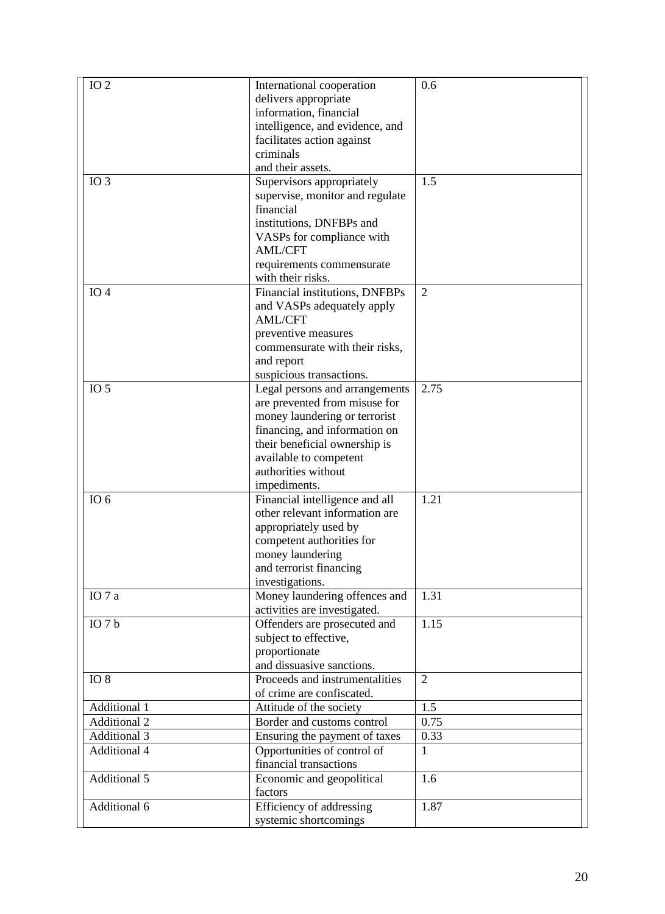| IO 2 | International cooperation delivers appropriate information, financial intelligence, and evidence, and facilitates action against criminals and their assets. | 0.6 |
|---|---|---|
| IO 3 | Supervisors appropriately supervise, monitor and regulate financial institutions, DNFBPs and VASPs for compliance with AML/CFT requirements commensurate with their risks. | 1.5 |
| IO 4 | Financial institutions, DNFBPs and VASPs adequately apply AML/CFT preventive measures commensurate with their risks, and report suspicious transactions. | 2 |
| IO 5 | Legal persons and arrangements are prevented from misuse for money laundering or terrorist financing, and information on their beneficial ownership is available to competent authorities without impediments. | 2.75 |
| IO 6 | Financial intelligence and all other relevant information are appropriately used by competent authorities for money laundering and terrorist financing investigations. | 1.21 |
| IO 7 a | Money laundering offences and activities are investigated. | 1.31 |
| IO 7 b | Offenders are prosecuted and subject to effective, proportionate and dissuasive sanctions. | 1.15 |
| IO 8 | Proceeds and instrumentalities of crime are confiscated. | 2 |
| Additional 1 | Attitude of the society | 1.5 |
| Additional 2 | Border and customs control | 0.75 |
| Additional 3 | Ensuring the payment of taxes | 0.33 |
| Additional 4 | Opportunities of control of financial transactions | 1 |
| Additional 5 | Economic and geopolitical factors | 1.6 |
| Additional 6 | Efficiency of addressing systemic shortcomings | 1.87 |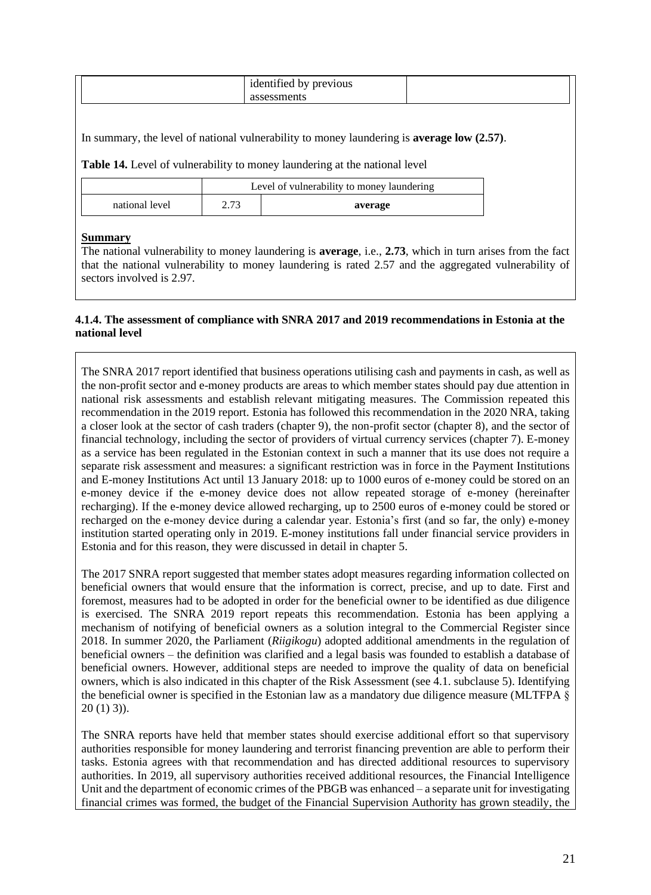| | identified by previous assessments | |
|---|---|---|

In summary, the level of national vulnerability to money laundering is **average low (2.57)**.

**Table 14.** Level of vulnerability to money laundering at the national level

| | Level of vulnerability to money laundering | |
|---|---|---|
| national level | 2.73 | **average** |

**Summary**

The national vulnerability to money laundering is **average**, i.e., **2.73**, which in turn arises from the fact that the national vulnerability to money laundering is rated 2.57 and the aggregated vulnerability of sectors involved is 2.97.

#### 4.1.4. The assessment of compliance with SNRA 2017 and 2019 recommendations in Estonia at the national level

The SNRA 2017 report identified that business operations utilising cash and payments in cash, as well as the non-profit sector and e-money products are areas to which member states should pay due attention in national risk assessments and establish relevant mitigating measures. The Commission repeated this recommendation in the 2019 report. Estonia has followed this recommendation in the 2020 NRA, taking a closer look at the sector of cash traders (chapter 9), the non-profit sector (chapter 8), and the sector of financial technology, including the sector of providers of virtual currency services (chapter 7). E-money as a service has been regulated in the Estonian context in such a manner that its use does not require a separate risk assessment and measures: a significant restriction was in force in the Payment Institutions and E-money Institutions Act until 13 January 2018: up to 1000 euros of e-money could be stored on an e-money device if the e-money device does not allow repeated storage of e-money (hereinafter recharging). If the e-money device allowed recharging, up to 2500 euros of e-money could be stored or recharged on the e-money device during a calendar year. Estonia's first (and so far, the only) e-money institution started operating only in 2019. E-money institutions fall under financial service providers in Estonia and for this reason, they were discussed in detail in chapter 5.

The 2017 SNRA report suggested that member states adopt measures regarding information collected on beneficial owners that would ensure that the information is correct, precise, and up to date. First and foremost, measures had to be adopted in order for the beneficial owner to be identified as due diligence is exercised. The SNRA 2019 report repeats this recommendation. Estonia has been applying a mechanism of notifying of beneficial owners as a solution integral to the Commercial Register since 2018. In summer 2020, the Parliament (*Riigikogu*) adopted additional amendments in the regulation of beneficial owners – the definition was clarified and a legal basis was founded to establish a database of beneficial owners. However, additional steps are needed to improve the quality of data on beneficial owners, which is also indicated in this chapter of the Risk Assessment (see 4.1. subclause 5). Identifying the beneficial owner is specified in the Estonian law as a mandatory due diligence measure (MLTFPA § 20 (1) 3)).

The SNRA reports have held that member states should exercise additional effort so that supervisory authorities responsible for money laundering and terrorist financing prevention are able to perform their tasks. Estonia agrees with that recommendation and has directed additional resources to supervisory authorities. In 2019, all supervisory authorities received additional resources, the Financial Intelligence Unit and the department of economic crimes of the PBGB was enhanced – a separate unit for investigating financial crimes was formed, the budget of the Financial Supervision Authority has grown steadily, the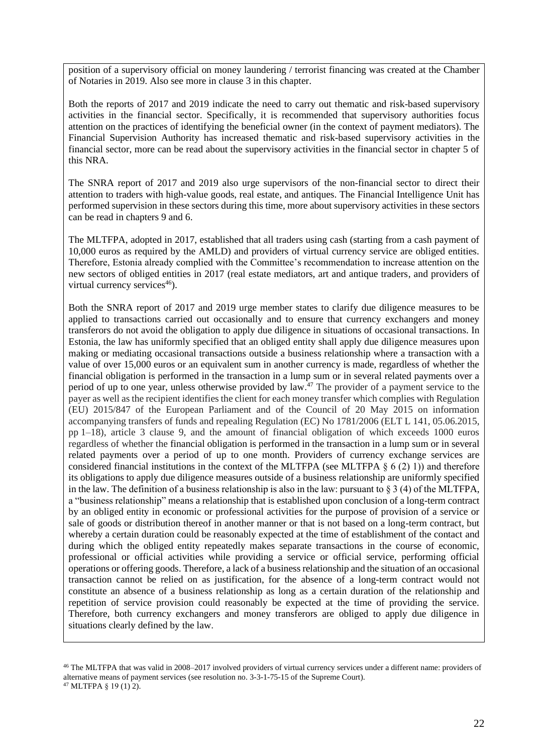position of a supervisory official on money laundering / terrorist financing was created at the Chamber of Notaries in 2019. Also see more in clause 3 in this chapter.

Both the reports of 2017 and 2019 indicate the need to carry out thematic and risk-based supervisory activities in the financial sector. Specifically, it is recommended that supervisory authorities focus attention on the practices of identifying the beneficial owner (in the context of payment mediators). The Financial Supervision Authority has increased thematic and risk-based supervisory activities in the financial sector, more can be read about the supervisory activities in the financial sector in chapter 5 of this NRA.

The SNRA report of 2017 and 2019 also urge supervisors of the non-financial sector to direct their attention to traders with high-value goods, real estate, and antiques. The Financial Intelligence Unit has performed supervision in these sectors during this time, more about supervisory activities in these sectors can be read in chapters 9 and 6.

The MLTFPA, adopted in 2017, established that all traders using cash (starting from a cash payment of 10,000 euros as required by the AMLD) and providers of virtual currency service are obliged entities. Therefore, Estonia already complied with the Committee's recommendation to increase attention on the new sectors of obliged entities in 2017 (real estate mediators, art and antique traders, and providers of virtual currency services[46]).

Both the SNRA report of 2017 and 2019 urge member states to clarify due diligence measures to be applied to transactions carried out occasionally and to ensure that currency exchangers and money transferors do not avoid the obligation to apply due diligence in situations of occasional transactions. In Estonia, the law has uniformly specified that an obliged entity shall apply due diligence measures upon making or mediating occasional transactions outside a business relationship where a transaction with a value of over 15,000 euros or an equivalent sum in another currency is made, regardless of whether the financial obligation is performed in the transaction in a lump sum or in several related payments over a period of up to one year, unless otherwise provided by law.[47] The provider of a payment service to the payer as well as the recipient identifies the client for each money transfer which complies with Regulation (EU) 2015/847 of the European Parliament and of the Council of 20 May 2015 on information accompanying transfers of funds and repealing Regulation (EC) No 1781/2006 (ELT L 141, 05.06.2015, pp 1–18), article 3 clause 9, and the amount of financial obligation of which exceeds 1000 euros regardless of whether the financial obligation is performed in the transaction in a lump sum or in several related payments over a period of up to one month. Providers of currency exchange services are considered financial institutions in the context of the MLTFPA (see MLTFPA § 6 (2) 1)) and therefore its obligations to apply due diligence measures outside of a business relationship are uniformly specified in the law. The definition of a business relationship is also in the law: pursuant to § 3 (4) of the MLTFPA, a "business relationship" means a relationship that is established upon conclusion of a long-term contract by an obliged entity in economic or professional activities for the purpose of provision of a service or sale of goods or distribution thereof in another manner or that is not based on a long-term contract, but whereby a certain duration could be reasonably expected at the time of establishment of the contact and during which the obliged entity repeatedly makes separate transactions in the course of economic, professional or official activities while providing a service or official service, performing official operations or offering goods. Therefore, a lack of a business relationship and the situation of an occasional transaction cannot be relied on as justification, for the absence of a long-term contract would not constitute an absence of a business relationship as long as a certain duration of the relationship and repetition of service provision could reasonably be expected at the time of providing the service. Therefore, both currency exchangers and money transferors are obliged to apply due diligence in situations clearly defined by the law.

[46] The MLTFPA that was valid in 2008–2017 involved providers of virtual currency services under a different name: providers of alternative means of payment services (see resolution no. 3-3-1-75-15 of the Supreme Court).
[47] MLTFPA § 19 (1) 2).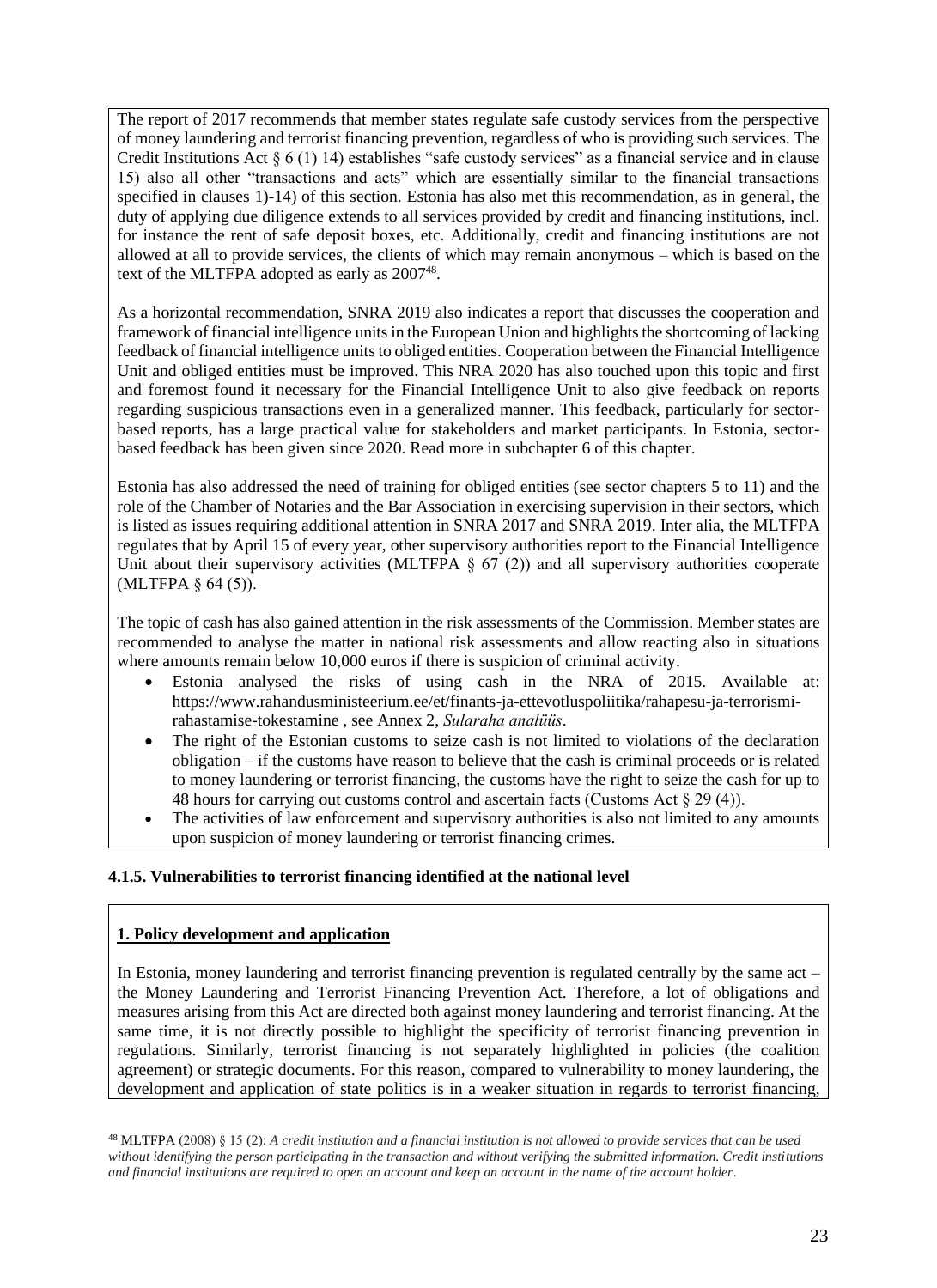The report of 2017 recommends that member states regulate safe custody services from the perspective of money laundering and terrorist financing prevention, regardless of who is providing such services. The Credit Institutions Act § 6 (1) 14) establishes "safe custody services" as a financial service and in clause 15) also all other "transactions and acts" which are essentially similar to the financial transactions specified in clauses 1)-14) of this section. Estonia has also met this recommendation, as in general, the duty of applying due diligence extends to all services provided by credit and financing institutions, incl. for instance the rent of safe deposit boxes, etc. Additionally, credit and financing institutions are not allowed at all to provide services, the clients of which may remain anonymous – which is based on the text of the MLTFPA adopted as early as 2007[48].

As a horizontal recommendation, SNRA 2019 also indicates a report that discusses the cooperation and framework of financial intelligence units in the European Union and highlights the shortcoming of lacking feedback of financial intelligence units to obliged entities. Cooperation between the Financial Intelligence Unit and obliged entities must be improved. This NRA 2020 has also touched upon this topic and first and foremost found it necessary for the Financial Intelligence Unit to also give feedback on reports regarding suspicious transactions even in a generalized manner. This feedback, particularly for sector-based reports, has a large practical value for stakeholders and market participants. In Estonia, sector-based feedback has been given since 2020. Read more in subchapter 6 of this chapter.

Estonia has also addressed the need of training for obliged entities (see sector chapters 5 to 11) and the role of the Chamber of Notaries and the Bar Association in exercising supervision in their sectors, which is listed as issues requiring additional attention in SNRA 2017 and SNRA 2019. Inter alia, the MLTFPA regulates that by April 15 of every year, other supervisory authorities report to the Financial Intelligence Unit about their supervisory activities (MLTFPA § 67 (2)) and all supervisory authorities cooperate (MLTFPA § 64 (5)).

The topic of cash has also gained attention in the risk assessments of the Commission. Member states are recommended to analyse the matter in national risk assessments and allow reacting also in situations where amounts remain below 10,000 euros if there is suspicion of criminal activity.

- Estonia analysed the risks of using cash in the NRA of 2015. Available at: https://www.rahandusministeerium.ee/et/finants-ja-ettevotluspoliitika/rahapesu-ja-terrorismi-rahastamise-tokestamine , see Annex 2, *Sularaha analüüs*.
- The right of the Estonian customs to seize cash is not limited to violations of the declaration obligation – if the customs have reason to believe that the cash is criminal proceeds or is related to money laundering or terrorist financing, the customs have the right to seize the cash for up to 48 hours for carrying out customs control and ascertain facts (Customs Act § 29 (4)).
- The activities of law enforcement and supervisory authorities is also not limited to any amounts upon suspicion of money laundering or terrorist financing crimes.

#### 4.1.5. Vulnerabilities to terrorist financing identified at the national level

**1. Policy development and application**

In Estonia, money laundering and terrorist financing prevention is regulated centrally by the same act – the Money Laundering and Terrorist Financing Prevention Act. Therefore, a lot of obligations and measures arising from this Act are directed both against money laundering and terrorist financing. At the same time, it is not directly possible to highlight the specificity of terrorist financing prevention in regulations. Similarly, terrorist financing is not separately highlighted in policies (the coalition agreement) or strategic documents. For this reason, compared to vulnerability to money laundering, the development and application of state politics is in a weaker situation in regards to terrorist financing,

[48] MLTFPA (2008) § 15 (2): *A credit institution and a financial institution is not allowed to provide services that can be used without identifying the person participating in the transaction and without verifying the submitted information. Credit institutions and financial institutions are required to open an account and keep an account in the name of the account holder*.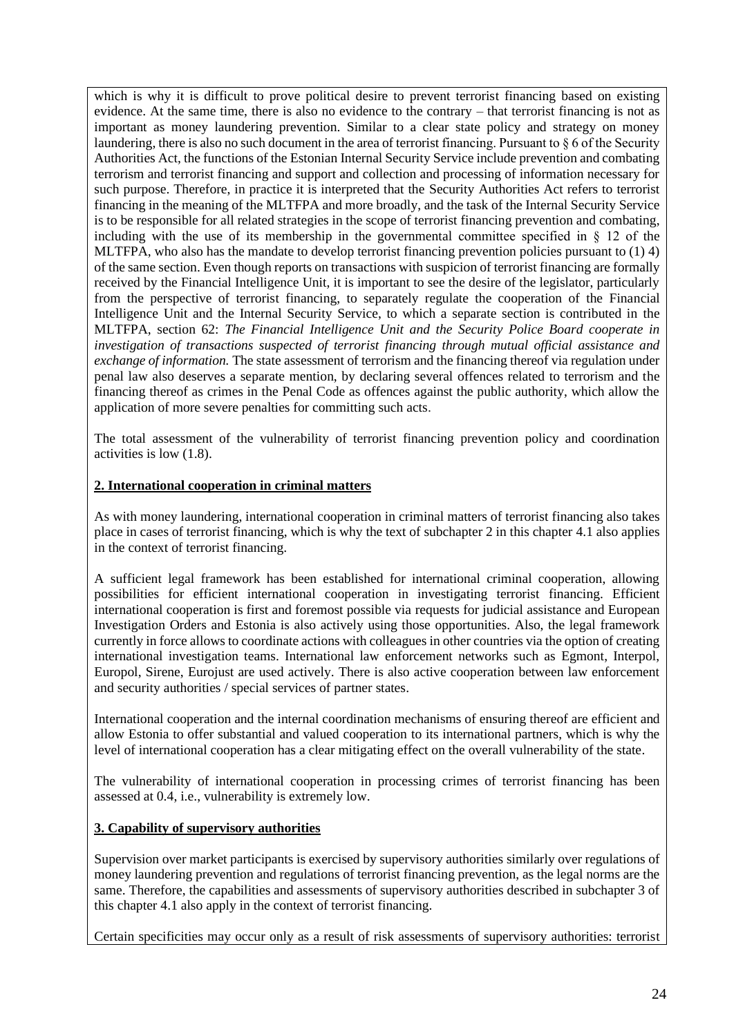which is why it is difficult to prove political desire to prevent terrorist financing based on existing evidence. At the same time, there is also no evidence to the contrary – that terrorist financing is not as important as money laundering prevention. Similar to a clear state policy and strategy on money laundering, there is also no such document in the area of terrorist financing. Pursuant to § 6 of the Security Authorities Act, the functions of the Estonian Internal Security Service include prevention and combating terrorism and terrorist financing and support and collection and processing of information necessary for such purpose. Therefore, in practice it is interpreted that the Security Authorities Act refers to terrorist financing in the meaning of the MLTFPA and more broadly, and the task of the Internal Security Service is to be responsible for all related strategies in the scope of terrorist financing prevention and combating, including with the use of its membership in the governmental committee specified in § 12 of the MLTFPA, who also has the mandate to develop terrorist financing prevention policies pursuant to (1) 4) of the same section. Even though reports on transactions with suspicion of terrorist financing are formally received by the Financial Intelligence Unit, it is important to see the desire of the legislator, particularly from the perspective of terrorist financing, to separately regulate the cooperation of the Financial Intelligence Unit and the Internal Security Service, to which a separate section is contributed in the MLTFPA, section 62: *The Financial Intelligence Unit and the Security Police Board cooperate in investigation of transactions suspected of terrorist financing through mutual official assistance and exchange of information.* The state assessment of terrorism and the financing thereof via regulation under penal law also deserves a separate mention, by declaring several offences related to terrorism and the financing thereof as crimes in the Penal Code as offences against the public authority, which allow the application of more severe penalties for committing such acts.

The total assessment of the vulnerability of terrorist financing prevention policy and coordination activities is low (1.8).

**2. International cooperation in criminal matters**

As with money laundering, international cooperation in criminal matters of terrorist financing also takes place in cases of terrorist financing, which is why the text of subchapter 2 in this chapter 4.1 also applies in the context of terrorist financing.

A sufficient legal framework has been established for international criminal cooperation, allowing possibilities for efficient international cooperation in investigating terrorist financing. Efficient international cooperation is first and foremost possible via requests for judicial assistance and European Investigation Orders and Estonia is also actively using those opportunities. Also, the legal framework currently in force allows to coordinate actions with colleagues in other countries via the option of creating international investigation teams. International law enforcement networks such as Egmont, Interpol, Europol, Sirene, Eurojust are used actively. There is also active cooperation between law enforcement and security authorities / special services of partner states.

International cooperation and the internal coordination mechanisms of ensuring thereof are efficient and allow Estonia to offer substantial and valued cooperation to its international partners, which is why the level of international cooperation has a clear mitigating effect on the overall vulnerability of the state.

The vulnerability of international cooperation in processing crimes of terrorist financing has been assessed at 0.4, i.e., vulnerability is extremely low.

**3. Capability of supervisory authorities**

Supervision over market participants is exercised by supervisory authorities similarly over regulations of money laundering prevention and regulations of terrorist financing prevention, as the legal norms are the same. Therefore, the capabilities and assessments of supervisory authorities described in subchapter 3 of this chapter 4.1 also apply in the context of terrorist financing.

Certain specificities may occur only as a result of risk assessments of supervisory authorities: terrorist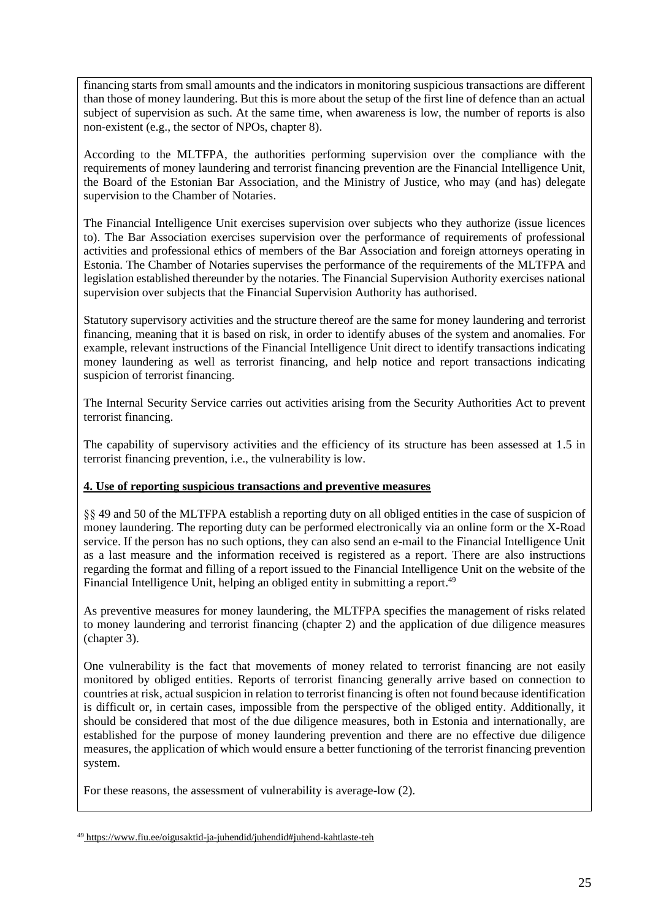financing starts from small amounts and the indicators in monitoring suspicious transactions are different than those of money laundering. But this is more about the setup of the first line of defence than an actual subject of supervision as such. At the same time, when awareness is low, the number of reports is also non-existent (e.g., the sector of NPOs, chapter 8).

According to the MLTFPA, the authorities performing supervision over the compliance with the requirements of money laundering and terrorist financing prevention are the Financial Intelligence Unit, the Board of the Estonian Bar Association, and the Ministry of Justice, who may (and has) delegate supervision to the Chamber of Notaries.

The Financial Intelligence Unit exercises supervision over subjects who they authorize (issue licences to). The Bar Association exercises supervision over the performance of requirements of professional activities and professional ethics of members of the Bar Association and foreign attorneys operating in Estonia. The Chamber of Notaries supervises the performance of the requirements of the MLTFPA and legislation established thereunder by the notaries. The Financial Supervision Authority exercises national supervision over subjects that the Financial Supervision Authority has authorised.

Statutory supervisory activities and the structure thereof are the same for money laundering and terrorist financing, meaning that it is based on risk, in order to identify abuses of the system and anomalies. For example, relevant instructions of the Financial Intelligence Unit direct to identify transactions indicating money laundering as well as terrorist financing, and help notice and report transactions indicating suspicion of terrorist financing.

The Internal Security Service carries out activities arising from the Security Authorities Act to prevent terrorist financing.

The capability of supervisory activities and the efficiency of its structure has been assessed at 1.5 in terrorist financing prevention, i.e., the vulnerability is low.

**4. Use of reporting suspicious transactions and preventive measures**

§§ 49 and 50 of the MLTFPA establish a reporting duty on all obliged entities in the case of suspicion of money laundering. The reporting duty can be performed electronically via an online form or the X-Road service. If the person has no such options, they can also send an e-mail to the Financial Intelligence Unit as a last measure and the information received is registered as a report. There are also instructions regarding the format and filling of a report issued to the Financial Intelligence Unit on the website of the Financial Intelligence Unit, helping an obliged entity in submitting a report.[49]

As preventive measures for money laundering, the MLTFPA specifies the management of risks related to money laundering and terrorist financing (chapter 2) and the application of due diligence measures (chapter 3).

One vulnerability is the fact that movements of money related to terrorist financing are not easily monitored by obliged entities. Reports of terrorist financing generally arrive based on connection to countries at risk, actual suspicion in relation to terrorist financing is often not found because identification is difficult or, in certain cases, impossible from the perspective of the obliged entity. Additionally, it should be considered that most of the due diligence measures, both in Estonia and internationally, are established for the purpose of money laundering prevention and there are no effective due diligence measures, the application of which would ensure a better functioning of the terrorist financing prevention system.

For these reasons, the assessment of vulnerability is average-low (2).

[49] https://www.fiu.ee/oigusaktid-ja-juhendid/juhendid#juhend-kahtlaste-teh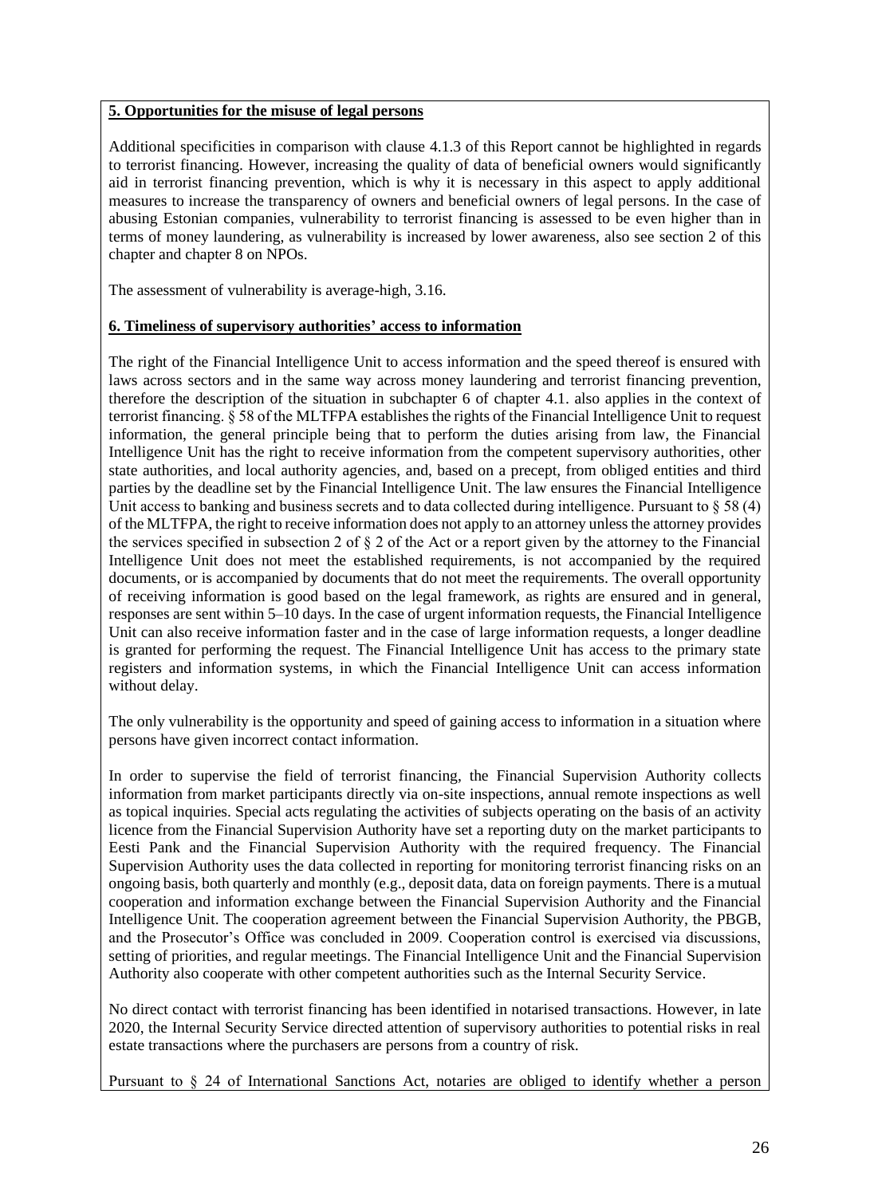**5. Opportunities for the misuse of legal persons**

Additional specificities in comparison with clause 4.1.3 of this Report cannot be highlighted in regards to terrorist financing. However, increasing the quality of data of beneficial owners would significantly aid in terrorist financing prevention, which is why it is necessary in this aspect to apply additional measures to increase the transparency of owners and beneficial owners of legal persons. In the case of abusing Estonian companies, vulnerability to terrorist financing is assessed to be even higher than in terms of money laundering, as vulnerability is increased by lower awareness, also see section 2 of this chapter and chapter 8 on NPOs.

The assessment of vulnerability is average-high, 3.16.

**6. Timeliness of supervisory authorities' access to information**

The right of the Financial Intelligence Unit to access information and the speed thereof is ensured with laws across sectors and in the same way across money laundering and terrorist financing prevention, therefore the description of the situation in subchapter 6 of chapter 4.1. also applies in the context of terrorist financing. § 58 of the MLTFPA establishes the rights of the Financial Intelligence Unit to request information, the general principle being that to perform the duties arising from law, the Financial Intelligence Unit has the right to receive information from the competent supervisory authorities, other state authorities, and local authority agencies, and, based on a precept, from obliged entities and third parties by the deadline set by the Financial Intelligence Unit. The law ensures the Financial Intelligence Unit access to banking and business secrets and to data collected during intelligence. Pursuant to § 58 (4) of the MLTFPA, the right to receive information does not apply to an attorney unless the attorney provides the services specified in subsection 2 of § 2 of the Act or a report given by the attorney to the Financial Intelligence Unit does not meet the established requirements, is not accompanied by the required documents, or is accompanied by documents that do not meet the requirements. The overall opportunity of receiving information is good based on the legal framework, as rights are ensured and in general, responses are sent within 5–10 days. In the case of urgent information requests, the Financial Intelligence Unit can also receive information faster and in the case of large information requests, a longer deadline is granted for performing the request. The Financial Intelligence Unit has access to the primary state registers and information systems, in which the Financial Intelligence Unit can access information without delay.

The only vulnerability is the opportunity and speed of gaining access to information in a situation where persons have given incorrect contact information.

In order to supervise the field of terrorist financing, the Financial Supervision Authority collects information from market participants directly via on-site inspections, annual remote inspections as well as topical inquiries. Special acts regulating the activities of subjects operating on the basis of an activity licence from the Financial Supervision Authority have set a reporting duty on the market participants to Eesti Pank and the Financial Supervision Authority with the required frequency. The Financial Supervision Authority uses the data collected in reporting for monitoring terrorist financing risks on an ongoing basis, both quarterly and monthly (e.g., deposit data, data on foreign payments. There is a mutual cooperation and information exchange between the Financial Supervision Authority and the Financial Intelligence Unit. The cooperation agreement between the Financial Supervision Authority, the PBGB, and the Prosecutor's Office was concluded in 2009. Cooperation control is exercised via discussions, setting of priorities, and regular meetings. The Financial Intelligence Unit and the Financial Supervision Authority also cooperate with other competent authorities such as the Internal Security Service.

No direct contact with terrorist financing has been identified in notarised transactions. However, in late 2020, the Internal Security Service directed attention of supervisory authorities to potential risks in real estate transactions where the purchasers are persons from a country of risk.

Pursuant to § 24 of International Sanctions Act, notaries are obliged to identify whether a person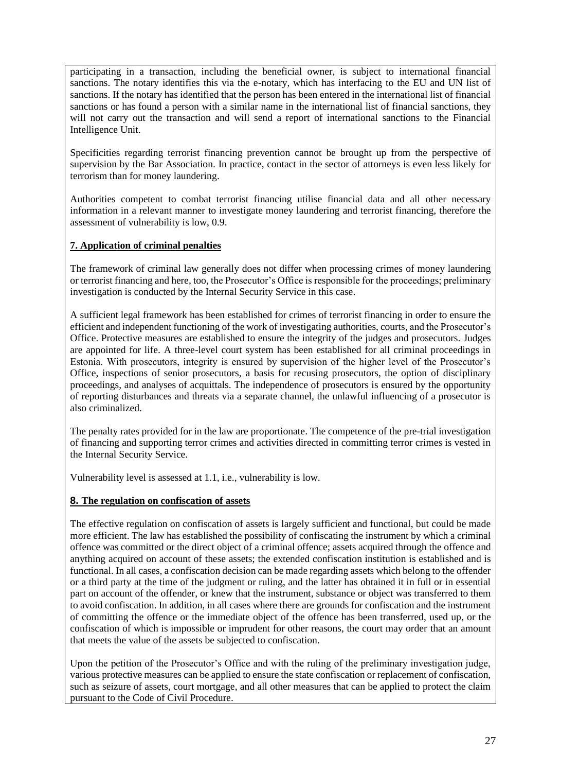participating in a transaction, including the beneficial owner, is subject to international financial sanctions. The notary identifies this via the e-notary, which has interfacing to the EU and UN list of sanctions. If the notary has identified that the person has been entered in the international list of financial sanctions or has found a person with a similar name in the international list of financial sanctions, they will not carry out the transaction and will send a report of international sanctions to the Financial Intelligence Unit.

Specificities regarding terrorist financing prevention cannot be brought up from the perspective of supervision by the Bar Association. In practice, contact in the sector of attorneys is even less likely for terrorism than for money laundering.

Authorities competent to combat terrorist financing utilise financial data and all other necessary information in a relevant manner to investigate money laundering and terrorist financing, therefore the assessment of vulnerability is low, 0.9.

**7. Application of criminal penalties**

The framework of criminal law generally does not differ when processing crimes of money laundering or terrorist financing and here, too, the Prosecutor's Office is responsible for the proceedings; preliminary investigation is conducted by the Internal Security Service in this case.

A sufficient legal framework has been established for crimes of terrorist financing in order to ensure the efficient and independent functioning of the work of investigating authorities, courts, and the Prosecutor's Office. Protective measures are established to ensure the integrity of the judges and prosecutors. Judges are appointed for life. A three-level court system has been established for all criminal proceedings in Estonia. With prosecutors, integrity is ensured by supervision of the higher level of the Prosecutor's Office, inspections of senior prosecutors, a basis for recusing prosecutors, the option of disciplinary proceedings, and analyses of acquittals. The independence of prosecutors is ensured by the opportunity of reporting disturbances and threats via a separate channel, the unlawful influencing of a prosecutor is also criminalized.

The penalty rates provided for in the law are proportionate. The competence of the pre-trial investigation of financing and supporting terror crimes and activities directed in committing terror crimes is vested in the Internal Security Service.

Vulnerability level is assessed at 1.1, i.e., vulnerability is low.

**8. The regulation on confiscation of assets**

The effective regulation on confiscation of assets is largely sufficient and functional, but could be made more efficient. The law has established the possibility of confiscating the instrument by which a criminal offence was committed or the direct object of a criminal offence; assets acquired through the offence and anything acquired on account of these assets; the extended confiscation institution is established and is functional. In all cases, a confiscation decision can be made regarding assets which belong to the offender or a third party at the time of the judgment or ruling, and the latter has obtained it in full or in essential part on account of the offender, or knew that the instrument, substance or object was transferred to them to avoid confiscation. In addition, in all cases where there are grounds for confiscation and the instrument of committing the offence or the immediate object of the offence has been transferred, used up, or the confiscation of which is impossible or imprudent for other reasons, the court may order that an amount that meets the value of the assets be subjected to confiscation.

Upon the petition of the Prosecutor's Office and with the ruling of the preliminary investigation judge, various protective measures can be applied to ensure the state confiscation or replacement of confiscation, such as seizure of assets, court mortgage, and all other measures that can be applied to protect the claim pursuant to the Code of Civil Procedure.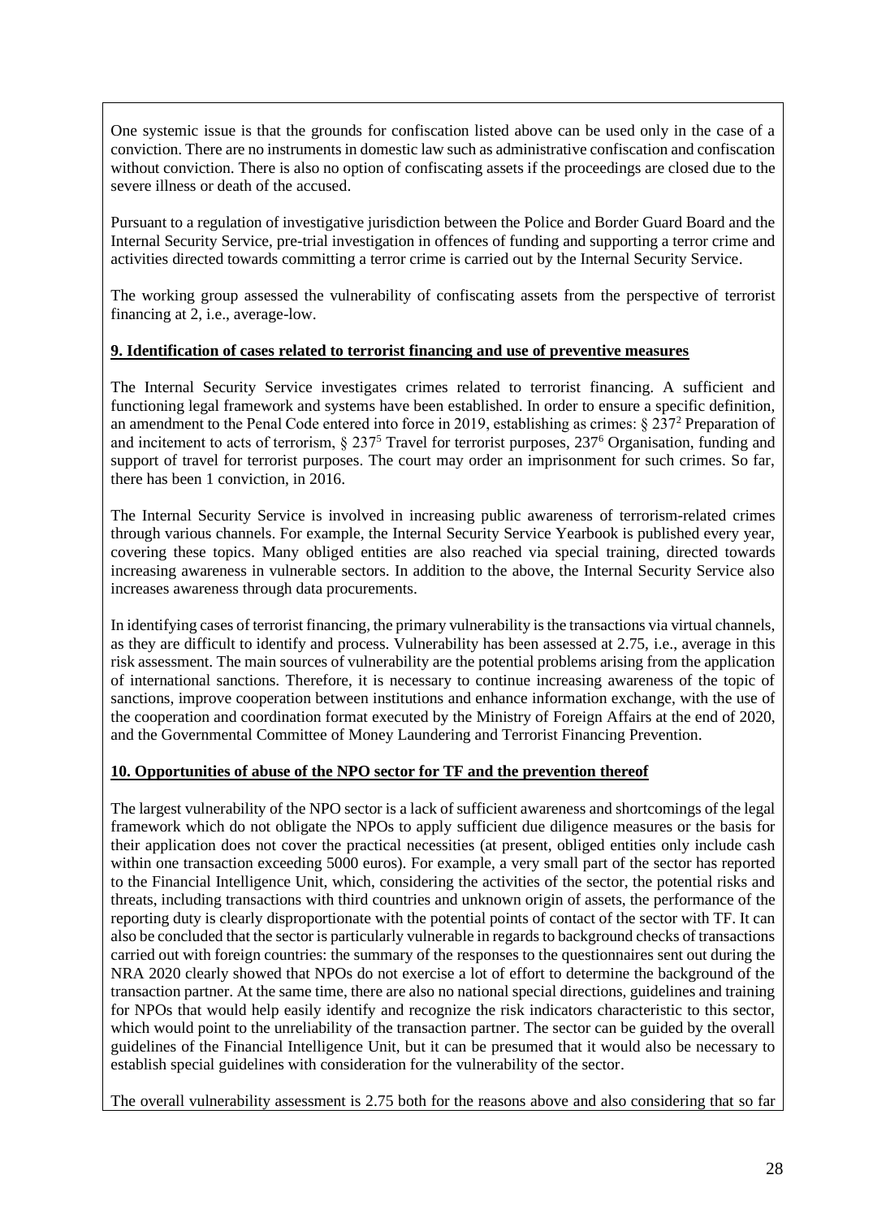One systemic issue is that the grounds for confiscation listed above can be used only in the case of a conviction. There are no instruments in domestic law such as administrative confiscation and confiscation without conviction. There is also no option of confiscating assets if the proceedings are closed due to the severe illness or death of the accused.

Pursuant to a regulation of investigative jurisdiction between the Police and Border Guard Board and the Internal Security Service, pre-trial investigation in offences of funding and supporting a terror crime and activities directed towards committing a terror crime is carried out by the Internal Security Service.

The working group assessed the vulnerability of confiscating assets from the perspective of terrorist financing at 2, i.e., average-low.

**9. Identification of cases related to terrorist financing and use of preventive measures**

The Internal Security Service investigates crimes related to terrorist financing. A sufficient and functioning legal framework and systems have been established. In order to ensure a specific definition, an amendment to the Penal Code entered into force in 2019, establishing as crimes: § 237[2] Preparation of and incitement to acts of terrorism, § 237[5] Travel for terrorist purposes, 237[6] Organisation, funding and support of travel for terrorist purposes. The court may order an imprisonment for such crimes. So far, there has been 1 conviction, in 2016.

The Internal Security Service is involved in increasing public awareness of terrorism-related crimes through various channels. For example, the Internal Security Service Yearbook is published every year, covering these topics. Many obliged entities are also reached via special training, directed towards increasing awareness in vulnerable sectors. In addition to the above, the Internal Security Service also increases awareness through data procurements.

In identifying cases of terrorist financing, the primary vulnerability is the transactions via virtual channels, as they are difficult to identify and process. Vulnerability has been assessed at 2.75, i.e., average in this risk assessment. The main sources of vulnerability are the potential problems arising from the application of international sanctions. Therefore, it is necessary to continue increasing awareness of the topic of sanctions, improve cooperation between institutions and enhance information exchange, with the use of the cooperation and coordination format executed by the Ministry of Foreign Affairs at the end of 2020, and the Governmental Committee of Money Laundering and Terrorist Financing Prevention.

**10. Opportunities of abuse of the NPO sector for TF and the prevention thereof**

The largest vulnerability of the NPO sector is a lack of sufficient awareness and shortcomings of the legal framework which do not obligate the NPOs to apply sufficient due diligence measures or the basis for their application does not cover the practical necessities (at present, obliged entities only include cash within one transaction exceeding 5000 euros). For example, a very small part of the sector has reported to the Financial Intelligence Unit, which, considering the activities of the sector, the potential risks and threats, including transactions with third countries and unknown origin of assets, the performance of the reporting duty is clearly disproportionate with the potential points of contact of the sector with TF. It can also be concluded that the sector is particularly vulnerable in regards to background checks of transactions carried out with foreign countries: the summary of the responses to the questionnaires sent out during the NRA 2020 clearly showed that NPOs do not exercise a lot of effort to determine the background of the transaction partner. At the same time, there are also no national special directions, guidelines and training for NPOs that would help easily identify and recognize the risk indicators characteristic to this sector, which would point to the unreliability of the transaction partner. The sector can be guided by the overall guidelines of the Financial Intelligence Unit, but it can be presumed that it would also be necessary to establish special guidelines with consideration for the vulnerability of the sector.

The overall vulnerability assessment is 2.75 both for the reasons above and also considering that so far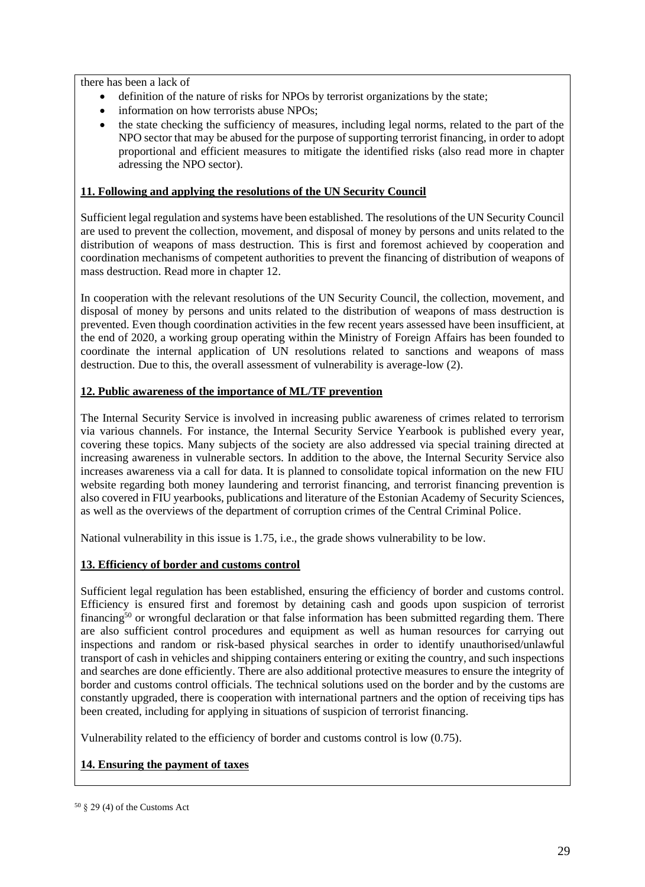there has been a lack of

- definition of the nature of risks for NPOs by terrorist organizations by the state;
- information on how terrorists abuse NPOs;
- the state checking the sufficiency of measures, including legal norms, related to the part of the NPO sector that may be abused for the purpose of supporting terrorist financing, in order to adopt proportional and efficient measures to mitigate the identified risks (also read more in chapter adressing the NPO sector).

**11. Following and applying the resolutions of the UN Security Council**

Sufficient legal regulation and systems have been established. The resolutions of the UN Security Council are used to prevent the collection, movement, and disposal of money by persons and units related to the distribution of weapons of mass destruction. This is first and foremost achieved by cooperation and coordination mechanisms of competent authorities to prevent the financing of distribution of weapons of mass destruction. Read more in chapter 12.

In cooperation with the relevant resolutions of the UN Security Council, the collection, movement, and disposal of money by persons and units related to the distribution of weapons of mass destruction is prevented. Even though coordination activities in the few recent years assessed have been insufficient, at the end of 2020, a working group operating within the Ministry of Foreign Affairs has been founded to coordinate the internal application of UN resolutions related to sanctions and weapons of mass destruction. Due to this, the overall assessment of vulnerability is average-low (2).

**12. Public awareness of the importance of ML/TF prevention**

The Internal Security Service is involved in increasing public awareness of crimes related to terrorism via various channels. For instance, the Internal Security Service Yearbook is published every year, covering these topics. Many subjects of the society are also addressed via special training directed at increasing awareness in vulnerable sectors. In addition to the above, the Internal Security Service also increases awareness via a call for data. It is planned to consolidate topical information on the new FIU website regarding both money laundering and terrorist financing, and terrorist financing prevention is also covered in FIU yearbooks, publications and literature of the Estonian Academy of Security Sciences, as well as the overviews of the department of corruption crimes of the Central Criminal Police.

National vulnerability in this issue is 1.75, i.e., the grade shows vulnerability to be low.

**13. Efficiency of border and customs control**

Sufficient legal regulation has been established, ensuring the efficiency of border and customs control. Efficiency is ensured first and foremost by detaining cash and goods upon suspicion of terrorist financing[50] or wrongful declaration or that false information has been submitted regarding them. There are also sufficient control procedures and equipment as well as human resources for carrying out inspections and random or risk-based physical searches in order to identify unauthorised/unlawful transport of cash in vehicles and shipping containers entering or exiting the country, and such inspections and searches are done efficiently. There are also additional protective measures to ensure the integrity of border and customs control officials. The technical solutions used on the border and by the customs are constantly upgraded, there is cooperation with international partners and the option of receiving tips has been created, including for applying in situations of suspicion of terrorist financing.

Vulnerability related to the efficiency of border and customs control is low (0.75).

**14. Ensuring the payment of taxes**

[50] § 29 (4) of the Customs Act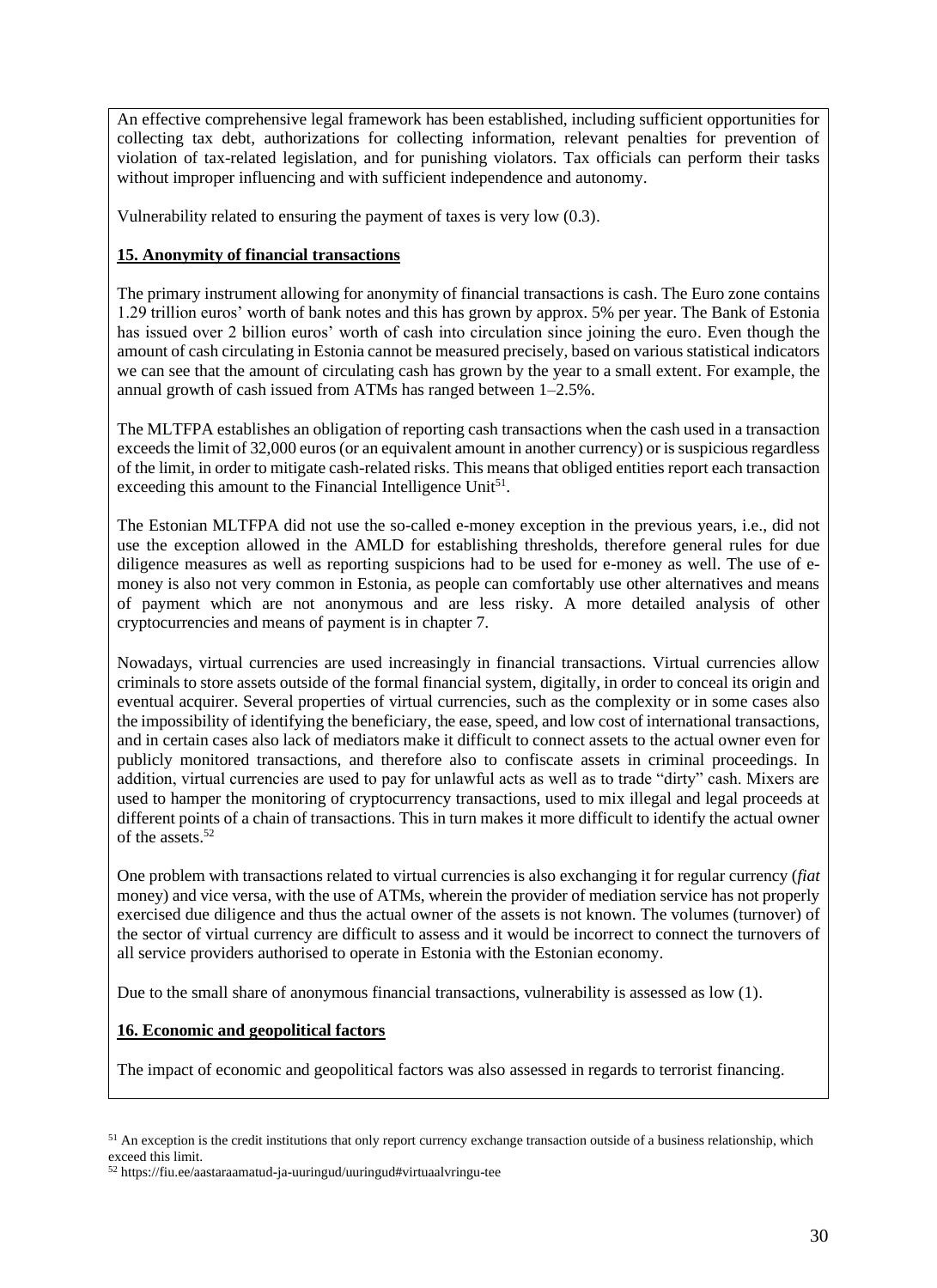An effective comprehensive legal framework has been established, including sufficient opportunities for collecting tax debt, authorizations for collecting information, relevant penalties for prevention of violation of tax-related legislation, and for punishing violators. Tax officials can perform their tasks without improper influencing and with sufficient independence and autonomy.

Vulnerability related to ensuring the payment of taxes is very low (0.3).

**15. Anonymity of financial transactions**

The primary instrument allowing for anonymity of financial transactions is cash. The Euro zone contains 1.29 trillion euros' worth of bank notes and this has grown by approx. 5% per year. The Bank of Estonia has issued over 2 billion euros' worth of cash into circulation since joining the euro. Even though the amount of cash circulating in Estonia cannot be measured precisely, based on various statistical indicators we can see that the amount of circulating cash has grown by the year to a small extent. For example, the annual growth of cash issued from ATMs has ranged between 1–2.5%.

The MLTFPA establishes an obligation of reporting cash transactions when the cash used in a transaction exceeds the limit of 32,000 euros (or an equivalent amount in another currency) or is suspicious regardless of the limit, in order to mitigate cash-related risks. This means that obliged entities report each transaction exceeding this amount to the Financial Intelligence Unit[51].

The Estonian MLTFPA did not use the so-called e-money exception in the previous years, i.e., did not use the exception allowed in the AMLD for establishing thresholds, therefore general rules for due diligence measures as well as reporting suspicions had to be used for e-money as well. The use of e-money is also not very common in Estonia, as people can comfortably use other alternatives and means of payment which are not anonymous and are less risky. A more detailed analysis of other cryptocurrencies and means of payment is in chapter 7.

Nowadays, virtual currencies are used increasingly in financial transactions. Virtual currencies allow criminals to store assets outside of the formal financial system, digitally, in order to conceal its origin and eventual acquirer. Several properties of virtual currencies, such as the complexity or in some cases also the impossibility of identifying the beneficiary, the ease, speed, and low cost of international transactions, and in certain cases also lack of mediators make it difficult to connect assets to the actual owner even for publicly monitored transactions, and therefore also to confiscate assets in criminal proceedings. In addition, virtual currencies are used to pay for unlawful acts as well as to trade "dirty" cash. Mixers are used to hamper the monitoring of cryptocurrency transactions, used to mix illegal and legal proceeds at different points of a chain of transactions. This in turn makes it more difficult to identify the actual owner of the assets.[52]

One problem with transactions related to virtual currencies is also exchanging it for regular currency (*fiat* money) and vice versa, with the use of ATMs, wherein the provider of mediation service has not properly exercised due diligence and thus the actual owner of the assets is not known. The volumes (turnover) of the sector of virtual currency are difficult to assess and it would be incorrect to connect the turnovers of all service providers authorised to operate in Estonia with the Estonian economy.

Due to the small share of anonymous financial transactions, vulnerability is assessed as low (1).

**16. Economic and geopolitical factors**

The impact of economic and geopolitical factors was also assessed in regards to terrorist financing.

---

[51] An exception is the credit institutions that only report currency exchange transaction outside of a business relationship, which exceed this limit.

[52] https://fiu.ee/aastaraamatud-ja-uuringud/uuringud#virtuaalvringu-tee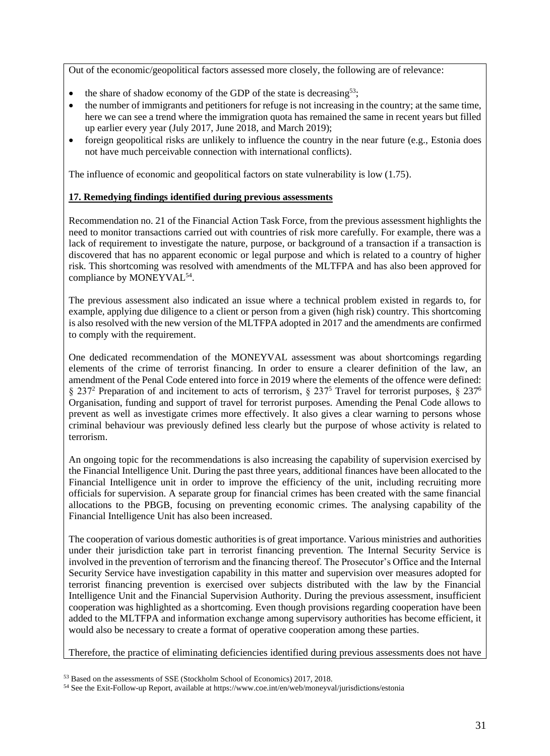Out of the economic/geopolitical factors assessed more closely, the following are of relevance:

- the share of shadow economy of the GDP of the state is decreasing[53];
- the number of immigrants and petitioners for refuge is not increasing in the country; at the same time, here we can see a trend where the immigration quota has remained the same in recent years but filled up earlier every year (July 2017, June 2018, and March 2019);
- foreign geopolitical risks are unlikely to influence the country in the near future (e.g., Estonia does not have much perceivable connection with international conflicts).

The influence of economic and geopolitical factors on state vulnerability is low (1.75).

**17. Remedying findings identified during previous assessments**

Recommendation no. 21 of the Financial Action Task Force, from the previous assessment highlights the need to monitor transactions carried out with countries of risk more carefully. For example, there was a lack of requirement to investigate the nature, purpose, or background of a transaction if a transaction is discovered that has no apparent economic or legal purpose and which is related to a country of higher risk. This shortcoming was resolved with amendments of the MLTFPA and has also been approved for compliance by MONEYVAL[54].

The previous assessment also indicated an issue where a technical problem existed in regards to, for example, applying due diligence to a client or person from a given (high risk) country. This shortcoming is also resolved with the new version of the MLTFPA adopted in 2017 and the amendments are confirmed to comply with the requirement.

One dedicated recommendation of the MONEYVAL assessment was about shortcomings regarding elements of the crime of terrorist financing. In order to ensure a clearer definition of the law, an amendment of the Penal Code entered into force in 2019 where the elements of the offence were defined: § $237^2$ Preparation of and incitement to acts of terrorism, § $237^5$ Travel for terrorist purposes, § $237^6$ Organisation, funding and support of travel for terrorist purposes. Amending the Penal Code allows to prevent as well as investigate crimes more effectively. It also gives a clear warning to persons whose criminal behaviour was previously defined less clearly but the purpose of whose activity is related to terrorism.

An ongoing topic for the recommendations is also increasing the capability of supervision exercised by the Financial Intelligence Unit. During the past three years, additional finances have been allocated to the Financial Intelligence unit in order to improve the efficiency of the unit, including recruiting more officials for supervision. A separate group for financial crimes has been created with the same financial allocations to the PBGB, focusing on preventing economic crimes. The analysing capability of the Financial Intelligence Unit has also been increased.

The cooperation of various domestic authorities is of great importance. Various ministries and authorities under their jurisdiction take part in terrorist financing prevention. The Internal Security Service is involved in the prevention of terrorism and the financing thereof. The Prosecutor's Office and the Internal Security Service have investigation capability in this matter and supervision over measures adopted for terrorist financing prevention is exercised over subjects distributed with the law by the Financial Intelligence Unit and the Financial Supervision Authority. During the previous assessment, insufficient cooperation was highlighted as a shortcoming. Even though provisions regarding cooperation have been added to the MLTFPA and information exchange among supervisory authorities has become efficient, it would also be necessary to create a format of operative cooperation among these parties.

Therefore, the practice of eliminating deficiencies identified during previous assessments does not have

[53] Based on the assessments of SSE (Stockholm School of Economics) 2017, 2018.

[54] See the Exit-Follow-up Report, available at https://www.coe.int/en/web/moneyval/jurisdictions/estonia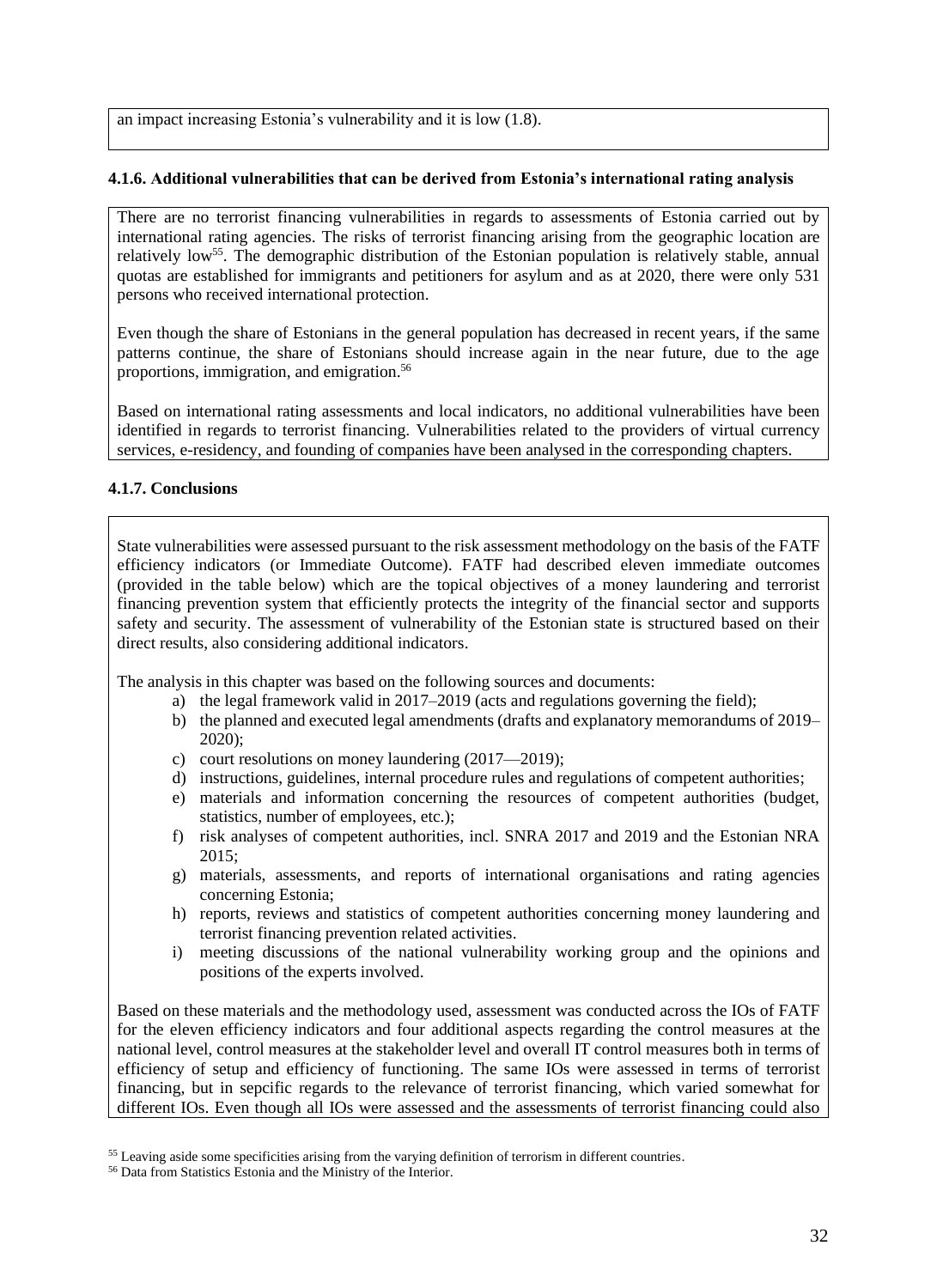an impact increasing Estonia's vulnerability and it is low (1.8).

#### 4.1.6. Additional vulnerabilities that can be derived from Estonia's international rating analysis

There are no terrorist financing vulnerabilities in regards to assessments of Estonia carried out by international rating agencies. The risks of terrorist financing arising from the geographic location are relatively low[55]. The demographic distribution of the Estonian population is relatively stable, annual quotas are established for immigrants and petitioners for asylum and as at 2020, there were only 531 persons who received international protection.

Even though the share of Estonians in the general population has decreased in recent years, if the same patterns continue, the share of Estonians should increase again in the near future, due to the age proportions, immigration, and emigration.[56]

Based on international rating assessments and local indicators, no additional vulnerabilities have been identified in regards to terrorist financing. Vulnerabilities related to the providers of virtual currency services, e-residency, and founding of companies have been analysed in the corresponding chapters.

#### 4.1.7. Conclusions

State vulnerabilities were assessed pursuant to the risk assessment methodology on the basis of the FATF efficiency indicators (or Immediate Outcome). FATF had described eleven immediate outcomes (provided in the table below) which are the topical objectives of a money laundering and terrorist financing prevention system that efficiently protects the integrity of the financial sector and supports safety and security. The assessment of vulnerability of the Estonian state is structured based on their direct results, also considering additional indicators.

The analysis in this chapter was based on the following sources and documents:

a) the legal framework valid in 2017–2019 (acts and regulations governing the field);
b) the planned and executed legal amendments (drafts and explanatory memorandums of 2019–2020);
c) court resolutions on money laundering (2017—2019);
d) instructions, guidelines, internal procedure rules and regulations of competent authorities;
e) materials and information concerning the resources of competent authorities (budget, statistics, number of employees, etc.);
f) risk analyses of competent authorities, incl. SNRA 2017 and 2019 and the Estonian NRA 2015;
g) materials, assessments, and reports of international organisations and rating agencies concerning Estonia;
h) reports, reviews and statistics of competent authorities concerning money laundering and terrorist financing prevention related activities.
i) meeting discussions of the national vulnerability working group and the opinions and positions of the experts involved.

Based on these materials and the methodology used, assessment was conducted across the IOs of FATF for the eleven efficiency indicators and four additional aspects regarding the control measures at the national level, control measures at the stakeholder level and overall IT control measures both in terms of efficiency of setup and efficiency of functioning. The same IOs were assessed in terms of terrorist financing, but in sepcific regards to the relevance of terrorist financing, which varied somewhat for different IOs. Even though all IOs were assessed and the assessments of terrorist financing could also

[55] Leaving aside some specificities arising from the varying definition of terrorism in different countries.

[56] Data from Statistics Estonia and the Ministry of the Interior.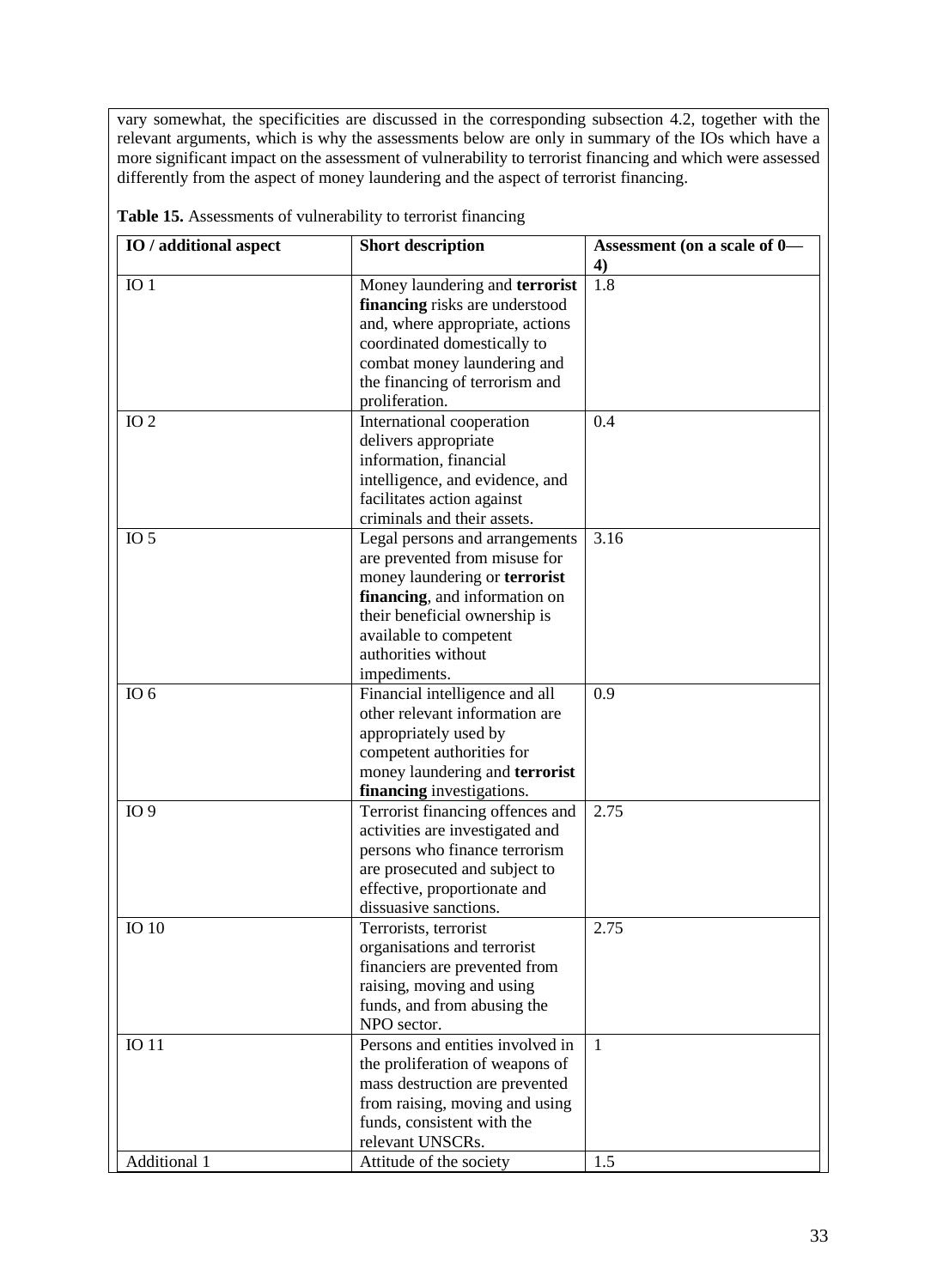vary somewhat, the specificities are discussed in the corresponding subsection 4.2, together with the relevant arguments, which is why the assessments below are only in summary of the IOs which have a more significant impact on the assessment of vulnerability to terrorist financing and which were assessed differently from the aspect of money laundering and the aspect of terrorist financing.

**Table 15.** Assessments of vulnerability to terrorist financing

| IO / additional aspect | Short description | Assessment (on a scale of 0—4) |
|---|---|---|
| IO 1 | Money laundering and **terrorist financing** risks are understood and, where appropriate, actions coordinated domestically to combat money laundering and the financing of terrorism and proliferation. | 1.8 |
| IO 2 | International cooperation delivers appropriate information, financial intelligence, and evidence, and facilitates action against criminals and their assets. | 0.4 |
| IO 5 | Legal persons and arrangements are prevented from misuse for money laundering or **terrorist financing**, and information on their beneficial ownership is available to competent authorities without impediments. | 3.16 |
| IO 6 | Financial intelligence and all other relevant information are appropriately used by competent authorities for money laundering and **terrorist financing** investigations. | 0.9 |
| IO 9 | Terrorist financing offences and activities are investigated and persons who finance terrorism are prosecuted and subject to effective, proportionate and dissuasive sanctions. | 2.75 |
| IO 10 | Terrorists, terrorist organisations and terrorist financiers are prevented from raising, moving and using funds, and from abusing the NPO sector. | 2.75 |
| IO 11 | Persons and entities involved in the proliferation of weapons of mass destruction are prevented from raising, moving and using funds, consistent with the relevant UNSCRs. | 1 |
| Additional 1 | Attitude of the society | 1.5 |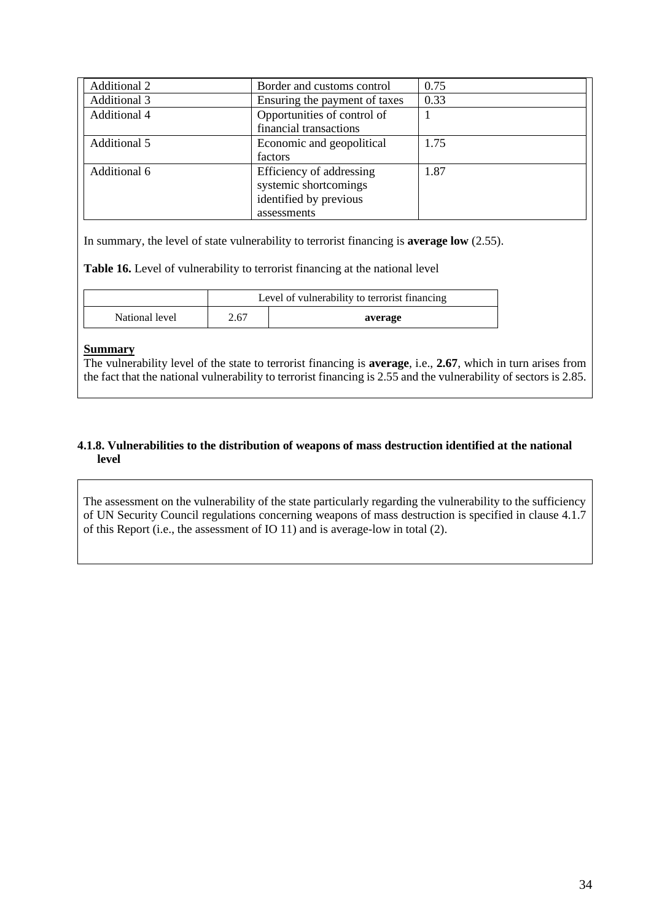| | | |
|---|---|---|
| Additional 2 | Border and customs control | 0.75 |
| Additional 3 | Ensuring the payment of taxes | 0.33 |
| Additional 4 | Opportunities of control of financial transactions | 1 |
| Additional 5 | Economic and geopolitical factors | 1.75 |
| Additional 6 | Efficiency of addressing systemic shortcomings identified by previous assessments | 1.87 |

In summary, the level of state vulnerability to terrorist financing is **average low** (2.55).

**Table 16.** Level of vulnerability to terrorist financing at the national level

| | Level of vulnerability to terrorist financing | |
|---|---|---|
| National level | 2.67 | **average** |

**Summary**

The vulnerability level of the state to terrorist financing is **average**, i.e., **2.67**, which in turn arises from the fact that the national vulnerability to terrorist financing is 2.55 and the vulnerability of sectors is 2.85.

#### 4.1.8. Vulnerabilities to the distribution of weapons of mass destruction identified at the national level

The assessment on the vulnerability of the state particularly regarding the vulnerability to the sufficiency of UN Security Council regulations concerning weapons of mass destruction is specified in clause 4.1.7 of this Report (i.e., the assessment of IO 11) and is average-low in total (2).